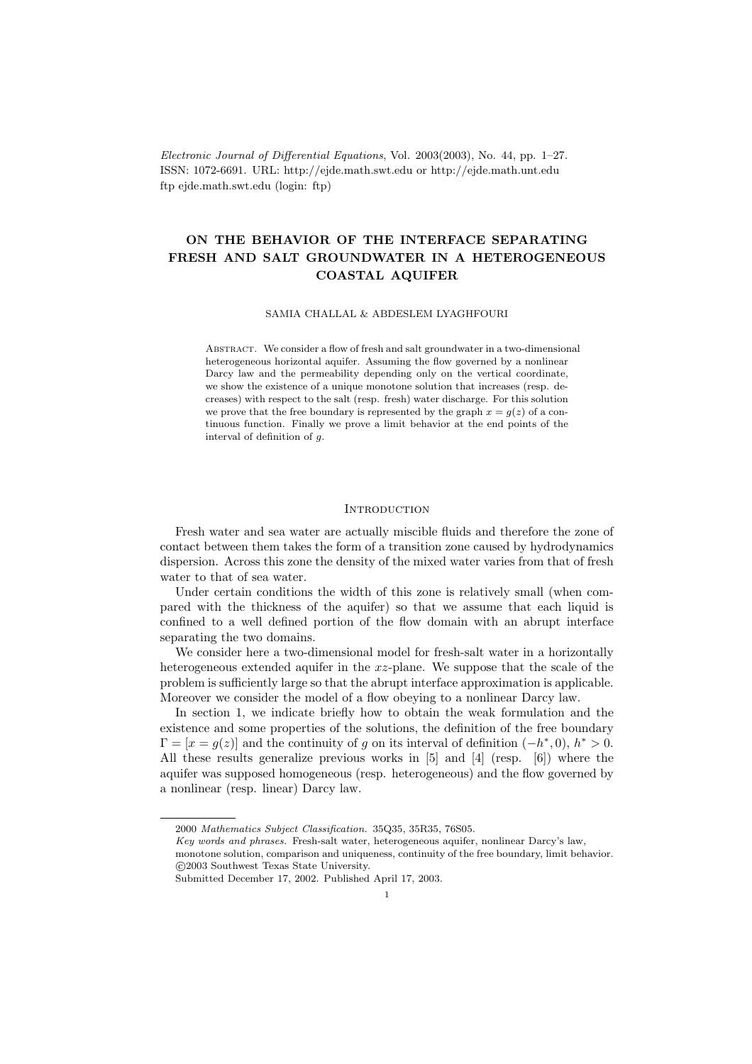# ON THE BEHAVIOR OF THE INTERFACE SEPARATING FRESH AND SALT GROUNDWATER IN A HETEROGENEOUS COASTAL AQUIFER

SAMIA CHALLAL & ABDESLEM LYAGHFOURI

Abstract. We consider a flow of fresh and salt groundwater in a two-dimensional heterogeneous horizontal aquifer. Assuming the flow governed by a nonlinear Darcy law and the permeability depending only on the vertical coordinate, we show the existence of a unique monotone solution that increases (resp. decreases) with respect to the salt (resp. fresh) water discharge. For this solution we prove that the free boundary is represented by the graph $x = g(z)$ of a continuous function. Finally we prove a limit behavior at the end points of the interval of definition of $g$.

## Introduction

Fresh water and sea water are actually miscible fluids and therefore the zone of contact between them takes the form of a transition zone caused by hydrodynamics dispersion. Across this zone the density of the mixed water varies from that of fresh water to that of sea water.

Under certain conditions the width of this zone is relatively small (when compared with the thickness of the aquifer) so that we assume that each liquid is confined to a well defined portion of the flow domain with an abrupt interface separating the two domains.

We consider here a two-dimensional model for fresh-salt water in a horizontally heterogeneous extended aquifer in the $xz$-plane. We suppose that the scale of the problem is sufficiently large so that the abrupt interface approximation is applicable. Moreover we consider the model of a flow obeying to a nonlinear Darcy law.

In section 1, we indicate briefly how to obtain the weak formulation and the existence and some properties of the solutions, the definition of the free boundary $\Gamma = [x = g(z)]$ and the continuity of $g$ on its interval of definition $(-h^*, 0)$, $h^* > 0$. All these results generalize previous works in [5] and [4] (resp. [6]) where the aquifer was supposed homogeneous (resp. heterogeneous) and the flow governed by a nonlinear (resp. linear) Darcy law.

---

2000 *Mathematics Subject Classification.* 35Q35, 35R35, 76S05.

*Key words and phrases.* Fresh-salt water, heterogeneous aquifer, nonlinear Darcy's law, monotone solution, comparison and uniqueness, continuity of the free boundary, limit behavior.

©2003 Southwest Texas State University.

Submitted December 17, 2002. Published April 17, 2003.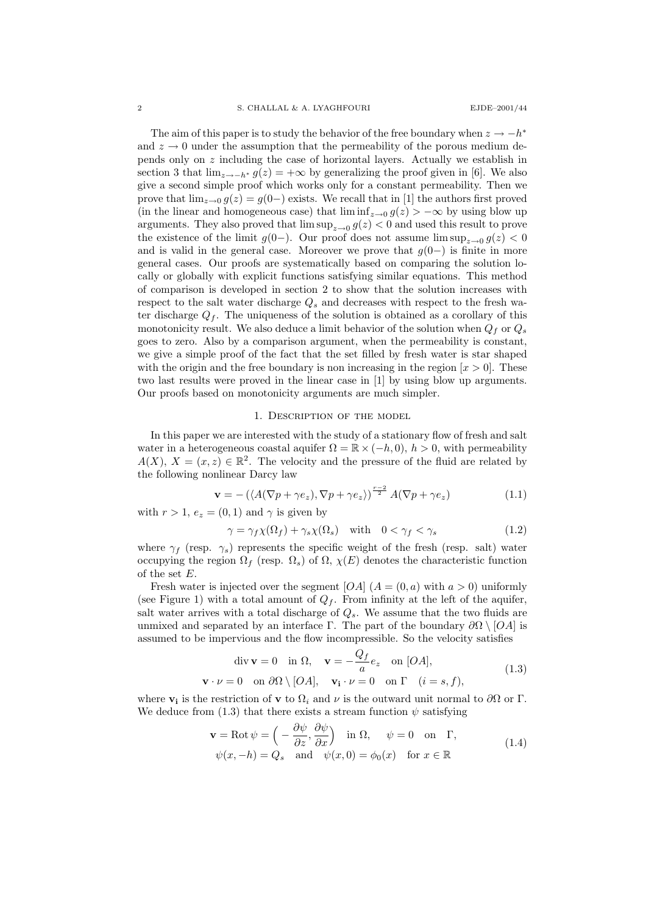The aim of this paper is to study the behavior of the free boundary when $z \to -h^*$ and $z \to 0$ under the assumption that the permeability of the porous medium depends only on $z$ including the case of horizontal layers. Actually we establish in section 3 that $\lim_{z \to -h^*} g(z) = +\infty$ by generalizing the proof given in [6]. We also give a second simple proof which works only for a constant permeability. Then we prove that $\lim_{z \to 0} g(z) = g(0-)$ exists. We recall that in [1] the authors first proved (in the linear and homogeneous case) that $\liminf_{z \to 0} g(z) > -\infty$ by using blow up arguments. They also proved that $\limsup_{z \to 0} g(z) < 0$ and used this result to prove the existence of the limit $g(0-)$. Our proof does not assume $\limsup_{z \to 0} g(z) < 0$ and is valid in the general case. Moreover we prove that $g(0-)$ is finite in more general cases. Our proofs are systematically based on comparing the solution locally or globally with explicit functions satisfying similar equations. This method of comparison is developed in section 2 to show that the solution increases with respect to the salt water discharge $Q_s$ and decreases with respect to the fresh water discharge $Q_f$. The uniqueness of the solution is obtained as a corollary of this monotonicity result. We also deduce a limit behavior of the solution when $Q_f$ or $Q_s$ goes to zero. Also by a comparison argument, when the permeability is constant, we give a simple proof of the fact that the set filled by fresh water is star shaped with the origin and the free boundary is non increasing in the region $[x > 0]$. These two last results were proved in the linear case in [1] by using blow up arguments. Our proofs based on monotonicity arguments are much simpler.

## 1. Description of the model

In this paper we are interested with the study of a stationary flow of fresh and salt water in a heterogeneous coastal aquifer $\Omega = \mathbb{R} \times (-h, 0)$, $h > 0$, with permeability $A(X)$, $X = (x, z) \in \mathbb{R}^2$. The velocity and the pressure of the fluid are related by the following nonlinear Darcy law

$$\mathbf{v} = -\left(\langle A(\nabla p + \gamma e_z), \nabla p + \gamma e_z \rangle\right)^{\frac{r-2}{2}} A(\nabla p + \gamma e_z) \tag{1.1}$$

with $r > 1$, $e_z = (0, 1)$ and $\gamma$ is given by

$$\gamma = \gamma_f \chi(\Omega_f) + \gamma_s \chi(\Omega_s) \quad \text{with} \quad 0 < \gamma_f < \gamma_s \tag{1.2}$$

where $\gamma_f$ (resp. $\gamma_s$) represents the specific weight of the fresh (resp. salt) water occupying the region $\Omega_f$ (resp. $\Omega_s$) of $\Omega$, $\chi(E)$ denotes the characteristic function of the set $E$.

Fresh water is injected over the segment $[OA]$ ($A = (0, a)$ with $a > 0$) uniformly (see Figure 1) with a total amount of $Q_f$. From infinity at the left of the aquifer, salt water arrives with a total discharge of $Q_s$. We assume that the two fluids are unmixed and separated by an interface $\Gamma$. The part of the boundary $\partial\Omega \setminus [OA]$ is assumed to be impervious and the flow incompressible. So the velocity satisfies

$$\begin{gathered} \operatorname{div} \mathbf{v} = 0 \quad \text{in } \Omega, \quad \mathbf{v} = -\frac{Q_f}{a} e_z \quad \text{on } [OA], \\ \mathbf{v} \cdot \nu = 0 \quad \text{on } \partial\Omega \setminus [OA], \quad \mathbf{v_i} \cdot \nu = 0 \quad \text{on } \Gamma \quad (i = s, f), \end{gathered} \tag{1.3}$$

where $\mathbf{v_i}$ is the restriction of $\mathbf{v}$ to $\Omega_i$ and $\nu$ is the outward unit normal to $\partial\Omega$ or $\Gamma$. We deduce from (1.3) that there exists a stream function $\psi$ satisfying

$$\begin{gathered} \mathbf{v} = \operatorname{Rot} \psi = \left( -\frac{\partial \psi}{\partial z}, \frac{\partial \psi}{\partial x} \right) \quad \text{in } \Omega, \quad \psi = 0 \quad \text{on} \quad \Gamma, \\ \psi(x, -h) = Q_s \quad \text{and} \quad \psi(x, 0) = \phi_0(x) \quad \text{for } x \in \mathbb{R} \end{gathered} \tag{1.4}$$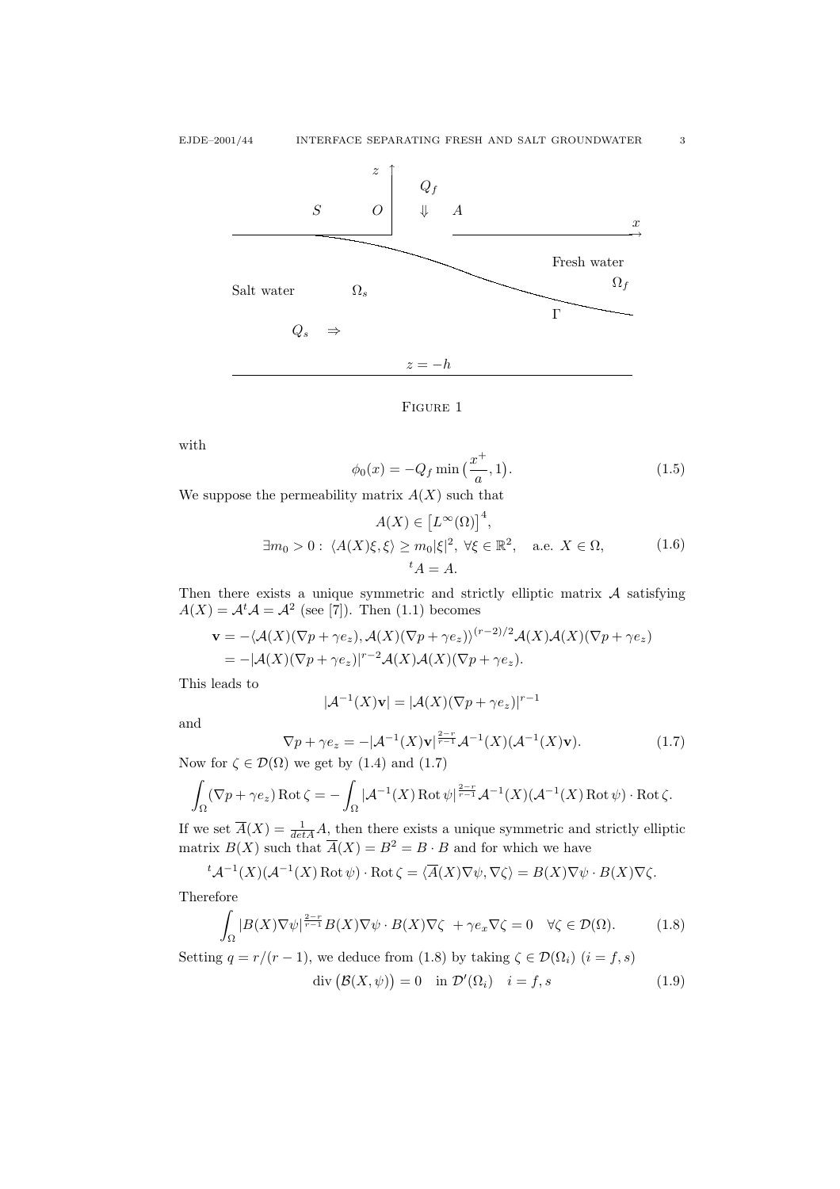FIGURE 1

with

$$\phi_0(x) = -Q_f \min\big(\frac{x^+}{a}, 1\big). \tag{1.5}$$

We suppose the permeability matrix $A(X)$ such that

$$\begin{gathered} A(X) \in \big[L^\infty(\Omega)\big]^4, \\ \exists m_0 > 0 : \langle A(X)\xi, \xi\rangle \geq m_0|\xi|^2, \ \forall \xi \in \mathbb{R}^2, \quad \text{a.e. } X \in \Omega, \\ {}^tA = A. \end{gathered} \tag{1.6}$$

Then there exists a unique symmetric and strictly elliptic matrix $\mathcal{A}$ satisfying $A(X) = \mathcal{A}^t\mathcal{A} = \mathcal{A}^2$ (see [7]). Then (1.1) becomes

$$\begin{aligned} \mathbf{v} &= -\langle \mathcal{A}(X)(\nabla p + \gamma e_z), \mathcal{A}(X)(\nabla p + \gamma e_z)\rangle^{(r-2)/2}\mathcal{A}(X)\mathcal{A}(X)(\nabla p + \gamma e_z) \\ &= -|\mathcal{A}(X)(\nabla p + \gamma e_z)|^{r-2}\mathcal{A}(X)\mathcal{A}(X)(\nabla p + \gamma e_z). \end{aligned}$$

This leads to

$$|\mathcal{A}^{-1}(X)\mathbf{v}| = |\mathcal{A}(X)(\nabla p + \gamma e_z)|^{r-1}$$

and

$$\nabla p + \gamma e_z = -|\mathcal{A}^{-1}(X)\mathbf{v}|^{\frac{2-r}{r-1}}\mathcal{A}^{-1}(X)(\mathcal{A}^{-1}(X)\mathbf{v}). \tag{1.7}$$

Now for $\zeta \in \mathcal{D}(\Omega)$ we get by (1.4) and (1.7)

$$\int_\Omega (\nabla p + \gamma e_z)\operatorname{Rot}\zeta = -\int_\Omega |\mathcal{A}^{-1}(X)\operatorname{Rot}\psi|^{\frac{2-r}{r-1}}\mathcal{A}^{-1}(X)(\mathcal{A}^{-1}(X)\operatorname{Rot}\psi)\cdot\operatorname{Rot}\zeta.$$

If we set $\overline{A}(X) = \frac{1}{\det A}A$, then there exists a unique symmetric and strictly elliptic matrix $B(X)$ such that $\overline{A}(X) = B^2 = B \cdot B$ and for which we have

$${}^t\mathcal{A}^{-1}(X)(\mathcal{A}^{-1}(X)\operatorname{Rot}\psi)\cdot\operatorname{Rot}\zeta = \langle \overline{A}(X)\nabla\psi, \nabla\zeta\rangle = B(X)\nabla\psi \cdot B(X)\nabla\zeta.$$

Therefore

$$\int_\Omega |B(X)\nabla\psi|^{\frac{2-r}{r-1}}B(X)\nabla\psi\cdot B(X)\nabla\zeta \ + \gamma e_x\nabla\zeta = 0 \quad \forall \zeta \in \mathcal{D}(\Omega). \tag{1.8}$$

Setting $q = r/(r-1)$, we deduce from (1.8) by taking $\zeta \in \mathcal{D}(\Omega_i)$ $(i = f, s)$

$$\operatorname{div}\big(\mathcal{B}(X,\psi)\big) = 0 \quad \text{in } \mathcal{D}'(\Omega_i) \quad i = f, s \tag{1.9}$$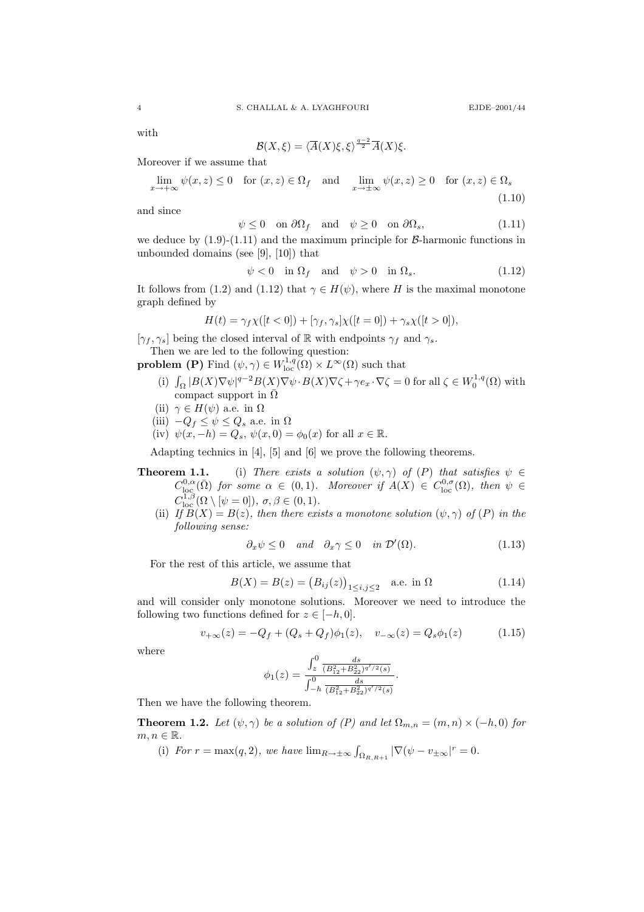with

$$\mathcal{B}(X,\xi) = \langle \overline{A}(X)\xi, \xi\rangle^{\frac{q-2}{2}} \overline{A}(X)\xi.$$

Moreover if we assume that

$$\lim_{x\to+\infty} \psi(x,z) \le 0 \quad \text{for } (x,z)\in\Omega_f \quad \text{and} \quad \lim_{x\to\pm\infty} \psi(x,z) \ge 0 \quad \text{for } (x,z)\in\Omega_s \tag{1.10}$$

and since

$$\psi \le 0 \quad \text{on } \partial\Omega_f \quad \text{and} \quad \psi \ge 0 \quad \text{on } \partial\Omega_s, \tag{1.11}$$

we deduce by (1.9)-(1.11) and the maximum principle for $\mathcal{B}$-harmonic functions in unbounded domains (see [9], [10]) that

$$\psi < 0 \quad \text{in } \Omega_f \quad \text{and} \quad \psi > 0 \quad \text{in } \Omega_s. \tag{1.12}$$

It follows from (1.2) and (1.12) that $\gamma \in H(\psi)$, where $H$ is the maximal monotone graph defined by

$$H(t) = \gamma_f \chi([t<0]) + [\gamma_f, \gamma_s]\chi([t=0]) + \gamma_s \chi([t>0]),$$

$[\gamma_f, \gamma_s]$ being the closed interval of $\mathbb{R}$ with endpoints $\gamma_f$ and $\gamma_s$.

Then we are led to the following question:

**problem (P)** Find $(\psi,\gamma) \in W^{1,q}_{\rm loc}(\Omega) \times L^\infty(\Omega)$ such that

- (i) $\int_\Omega |B(X)\nabla\psi|^{q-2} B(X)\nabla\psi \cdot B(X)\nabla\zeta + \gamma e_x \cdot \nabla\zeta = 0$ for all $\zeta \in W^{1,q}_0(\Omega)$ with compact support in $\bar\Omega$
- (ii) $\gamma \in H(\psi)$ a.e. in $\Omega$
- (iii) $-Q_f \le \psi \le Q_s$ a.e. in $\Omega$
- (iv) $\psi(x,-h) = Q_s$, $\psi(x,0) = \phi_0(x)$ for all $x\in\mathbb{R}$.

Adapting technics in [4], [5] and [6] we prove the following theorems.

**Theorem 1.1.** (i) *There exists a solution $(\psi,\gamma)$ of (P) that satisfies $\psi \in C^{0,\alpha}_{\rm loc}(\bar\Omega)$ for some $\alpha \in (0,1)$. Moreover if $A(X) \in C^{0,\sigma}_{\rm loc}(\Omega)$, then $\psi \in C^{1,\beta}_{\rm loc}(\Omega \setminus [\psi=0])$, $\sigma,\beta \in (0,1)$.*

(ii) *If $B(X) = B(z)$, then there exists a monotone solution $(\psi,\gamma)$ of (P) in the following sense:*

$$\partial_x \psi \le 0 \quad \text{and} \quad \partial_x\gamma \le 0 \quad \text{in } \mathcal{D}'(\Omega). \tag{1.13}$$

For the rest of this article, we assume that

$$B(X) = B(z) = \big(B_{ij}(z)\big)_{1\le i,j\le 2} \quad \text{a.e. in } \Omega \tag{1.14}$$

and will consider only monotone solutions. Moreover we need to introduce the following two functions defined for $z\in[-h,0]$.

$$v_{+\infty}(z) = -Q_f + (Q_s+Q_f)\phi_1(z), \quad v_{-\infty}(z) = Q_s\phi_1(z) \tag{1.15}$$

where

$$\phi_1(z) = \frac{\int_z^0 \frac{ds}{(B_{12}^2 + B_{22}^2)^{q'/2}(s)}}{\int_{-h}^0 \frac{ds}{(B_{12}^2+B_{22}^2)^{q'/2}(s)}}.$$

Then we have the following theorem.

**Theorem 1.2.** *Let $(\psi,\gamma)$ be a solution of (P) and let $\Omega_{m,n} = (m,n)\times(-h,0)$ for $m,n\in\mathbb{R}$.*

(i) *For $r = \max(q,2)$, we have $\lim_{R\to\pm\infty} \int_{\Omega_{R,R+1}} |\nabla(\psi - v_{\pm\infty}|^r = 0$.*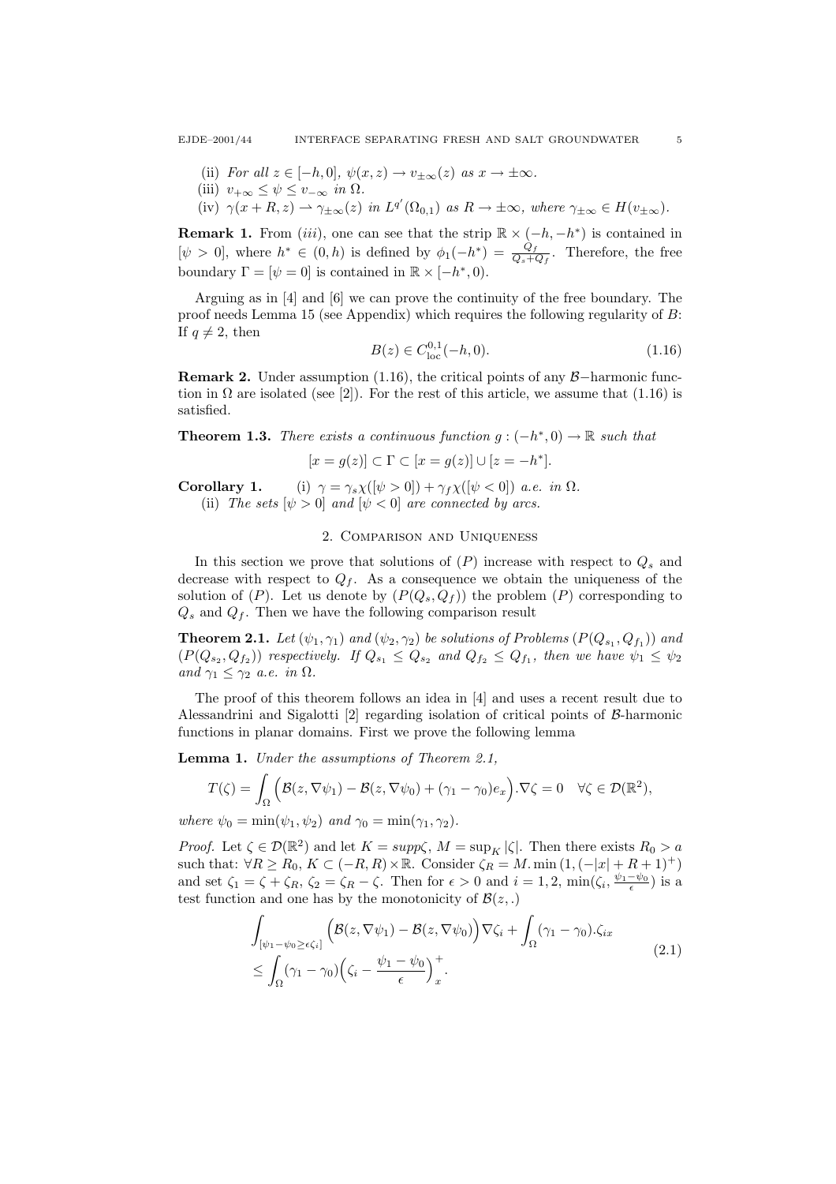(ii) *For all* $z \in [-h, 0]$, $\psi(x, z) \to v_{\pm\infty}(z)$ *as* $x \to \pm\infty$.

(iii) $v_{+\infty} \le \psi \le v_{-\infty}$ *in* $\Omega$.

(iv) $\gamma(x + R, z) \rightharpoonup \gamma_{\pm\infty}(z)$ *in* $L^{q'}(\Omega_{0,1})$ *as* $R \to \pm\infty$, *where* $\gamma_{\pm\infty} \in H(v_{\pm\infty})$.

**Remark 1.** From $(iii)$, one can see that the strip $\mathbb{R} \times (-h, -h^*)$ is contained in $[\psi > 0]$, where $h^* \in (0, h)$ is defined by $\phi_1(-h^*) = \frac{Q_f}{Q_s + Q_f}$. Therefore, the free boundary $\Gamma = [\psi = 0]$ is contained in $\mathbb{R} \times [-h^*, 0)$.

Arguing as in [4] and [6] we can prove the continuity of the free boundary. The proof needs Lemma 15 (see Appendix) which requires the following regularity of $B$: If $q \ne 2$, then

$$B(z) \in C^{0,1}_{\text{loc}}(-h, 0). \tag{1.16}$$

**Remark 2.** Under assumption (1.16), the critical points of any $\mathcal{B}-$harmonic function in $\Omega$ are isolated (see [2]). For the rest of this article, we assume that (1.16) is satisfied.

**Theorem 1.3.** *There exists a continuous function* $g : (-h^*, 0) \to \mathbb{R}$ *such that*

$$[x = g(z)] \subset \Gamma \subset [x = g(z)] \cup [z = -h^*].$$

**Corollary 1.** (i) $\gamma = \gamma_s \chi([\psi > 0]) + \gamma_f \chi([\psi < 0])$ *a.e. in* $\Omega$.

(ii) *The sets* $[\psi > 0]$ *and* $[\psi < 0]$ *are connected by arcs.*

## 2. Comparison and Uniqueness

In this section we prove that solutions of $(P)$ increase with respect to $Q_s$ and decrease with respect to $Q_f$. As a consequence we obtain the uniqueness of the solution of $(P)$. Let us denote by $(P(Q_s, Q_f))$ the problem $(P)$ corresponding to $Q_s$ and $Q_f$. Then we have the following comparison result

**Theorem 2.1.** *Let* $(\psi_1, \gamma_1)$ *and* $(\psi_2, \gamma_2)$ *be solutions of Problems* $(P(Q_{s_1}, Q_{f_1}))$ *and* $(P(Q_{s_2}, Q_{f_2}))$ *respectively. If* $Q_{s_1} \le Q_{s_2}$ *and* $Q_{f_2} \le Q_{f_1}$, *then we have* $\psi_1 \le \psi_2$ *and* $\gamma_1 \le \gamma_2$ *a.e. in* $\Omega$.

The proof of this theorem follows an idea in [4] and uses a recent result due to Alessandrini and Sigalotti [2] regarding isolation of critical points of $\mathcal{B}$-harmonic functions in planar domains. First we prove the following lemma

**Lemma 1.** *Under the assumptions of Theorem 2.1,*

$$T(\zeta) = \int_\Omega \Big(\mathcal{B}(z, \nabla\psi_1) - \mathcal{B}(z, \nabla\psi_0) + (\gamma_1 - \gamma_0)e_x\Big).\nabla\zeta = 0 \quad \forall \zeta \in \mathcal{D}(\mathbb{R}^2),$$

*where* $\psi_0 = \min(\psi_1, \psi_2)$ *and* $\gamma_0 = \min(\gamma_1, \gamma_2)$.

*Proof.* Let $\zeta \in \mathcal{D}(\mathbb{R}^2)$ and let $K = supp\zeta$, $M = \sup_K |\zeta|$. Then there exists $R_0 > a$ such that: $\forall R \ge R_0$, $K \subset (-R, R) \times \mathbb{R}$. Consider $\zeta_R = M.\min\left(1, (-|x| + R + 1)^+\right)$ and set $\zeta_1 = \zeta + \zeta_R$, $\zeta_2 = \zeta_R - \zeta$. Then for $\epsilon > 0$ and $i = 1, 2$, $\min(\zeta_i, \frac{\psi_1 - \psi_0}{\epsilon})$ is a test function and one has by the monotonicity of $\mathcal{B}(z, .)$

$$\begin{aligned}
&\int_{[\psi_1 - \psi_0 \ge \epsilon\zeta_i]} \Big(\mathcal{B}(z, \nabla\psi_1) - \mathcal{B}(z, \nabla\psi_0)\Big)\nabla\zeta_i + \int_\Omega (\gamma_1 - \gamma_0).\zeta_{ix} \\
&\le \int_\Omega (\gamma_1 - \gamma_0)\Big(\zeta_i - \frac{\psi_1 - \psi_0}{\epsilon}\Big)^+_x.
\end{aligned} \tag{2.1}$$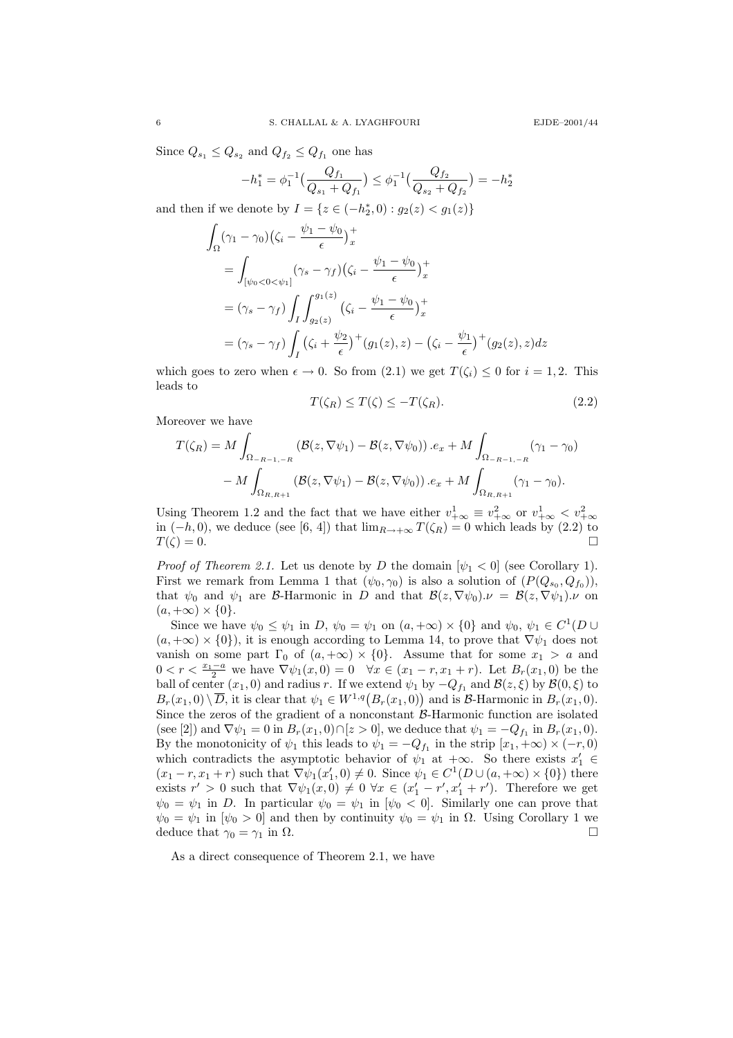Since $Q_{s_1} \le Q_{s_2}$ and $Q_{f_2} \le Q_{f_1}$ one has

$$-h_1^* = \phi_1^{-1}\big(\frac{Q_{f_1}}{Q_{s_1}+Q_{f_1}}\big) \le \phi_1^{-1}\big(\frac{Q_{f_2}}{Q_{s_2}+Q_{f_2}}\big) = -h_2^*$$

and then if we denote by $I = \{z \in (-h_2^*, 0) : g_2(z) < g_1(z)\}$

$$\begin{aligned}
&\int_\Omega (\gamma_1 - \gamma_0)\big(\zeta_i - \frac{\psi_1 - \psi_0}{\epsilon}\big)_x^+ \\
&= \int_{[\psi_0 < 0 < \psi_1]} (\gamma_s - \gamma_f)\big(\zeta_i - \frac{\psi_1 - \psi_0}{\epsilon}\big)_x^+ \\
&= (\gamma_s - \gamma_f)\int_I \int_{g_2(z)}^{g_1(z)} \big(\zeta_i - \frac{\psi_1 - \psi_0}{\epsilon}\big)_x^+ \\
&= (\gamma_s - \gamma_f)\int_I \big(\zeta_i + \frac{\psi_2}{\epsilon}\big)^+(g_1(z), z) - \big(\zeta_i - \frac{\psi_1}{\epsilon}\big)^+(g_2(z), z)dz
\end{aligned}$$

which goes to zero when $\epsilon \to 0$. So from (2.1) we get $T(\zeta_i) \le 0$ for $i = 1, 2$. This leads to

$$T(\zeta_R) \le T(\zeta) \le -T(\zeta_R). \tag{2.2}$$

Moreover we have

$$\begin{aligned}
T(\zeta_R) = {} & M\int_{\Omega_{-R-1,-R}} \big(\mathcal{B}(z, \nabla\psi_1) - \mathcal{B}(z, \nabla\psi_0)\big).e_x + M\int_{\Omega_{-R-1,-R}} (\gamma_1 - \gamma_0) \\
& - M\int_{\Omega_{R,R+1}} \big(\mathcal{B}(z, \nabla\psi_1) - \mathcal{B}(z, \nabla\psi_0)\big).e_x + M\int_{\Omega_{R,R+1}} (\gamma_1 - \gamma_0).
\end{aligned}$$

Using Theorem 1.2 and the fact that we have either $v_{+\infty}^1 \equiv v_{+\infty}^2$ or $v_{+\infty}^1 < v_{+\infty}^2$ in $(-h, 0)$, we deduce (see [6, 4]) that $\lim_{R\to+\infty} T(\zeta_R) = 0$ which leads by (2.2) to $T(\zeta) = 0$. $\square$

*Proof of Theorem 2.1.* Let us denote by $D$ the domain $[\psi_1 < 0]$ (see Corollary 1). First we remark from Lemma 1 that $(\psi_0, \gamma_0)$ is also a solution of $(P(Q_{s_0}, Q_{f_0}))$, that $\psi_0$ and $\psi_1$ are $\mathcal{B}$-Harmonic in $D$ and that $\mathcal{B}(z, \nabla\psi_0).\nu = \mathcal{B}(z, \nabla\psi_1).\nu$ on $(a, +\infty) \times \{0\}$.

Since we have $\psi_0 \le \psi_1$ in $D$, $\psi_0 = \psi_1$ on $(a, +\infty) \times \{0\}$ and $\psi_0, \psi_1 \in C^1(D \cup (a, +\infty) \times \{0\})$, it is enough according to Lemma 14, to prove that $\nabla\psi_1$ does not vanish on some part $\Gamma_0$ of $(a, +\infty) \times \{0\}$. Assume that for some $x_1 > a$ and $0 < r < \frac{x_1 - a}{2}$ we have $\nabla\psi_1(x, 0) = 0 \quad \forall x \in (x_1 - r, x_1 + r)$. Let $B_r(x_1, 0)$ be the ball of center $(x_1, 0)$ and radius $r$. If we extend $\psi_1$ by $-Q_{f_1}$ and $\mathcal{B}(z, \xi)$ by $\mathcal{B}(0, \xi)$ to $B_r(x_1, 0) \setminus \overline{D}$, it is clear that $\psi_1 \in W^{1,q}\big(B_r(x_1, 0)\big)$ and is $\mathcal{B}$-Harmonic in $B_r(x_1, 0)$. Since the zeros of the gradient of a nonconstant $\mathcal{B}$-Harmonic function are isolated (see [2]) and $\nabla\psi_1 = 0$ in $B_r(x_1, 0) \cap [z > 0]$, we deduce that $\psi_1 = -Q_{f_1}$ in $B_r(x_1, 0)$. By the monotonicity of $\psi_1$ this leads to $\psi_1 = -Q_{f_1}$ in the strip $[x_1, +\infty) \times (-r, 0)$ which contradicts the asymptotic behavior of $\psi_1$ at $+\infty$. So there exists $x_1' \in (x_1 - r, x_1 + r)$ such that $\nabla\psi_1(x_1', 0) \ne 0$. Since $\psi_1 \in C^1(D \cup (a, +\infty) \times \{0\})$ there exists $r' > 0$ such that $\nabla\psi_1(x, 0) \ne 0 \ \forall x \in (x_1' - r', x_1' + r')$. Therefore we get $\psi_0 = \psi_1$ in $D$. In particular $\psi_0 = \psi_1$ in $[\psi_0 < 0]$. Similarly one can prove that $\psi_0 = \psi_1$ in $[\psi_0 > 0]$ and then by continuity $\psi_0 = \psi_1$ in $\Omega$. Using Corollary 1 we deduce that $\gamma_0 = \gamma_1$ in $\Omega$. $\square$

As a direct consequence of Theorem 2.1, we have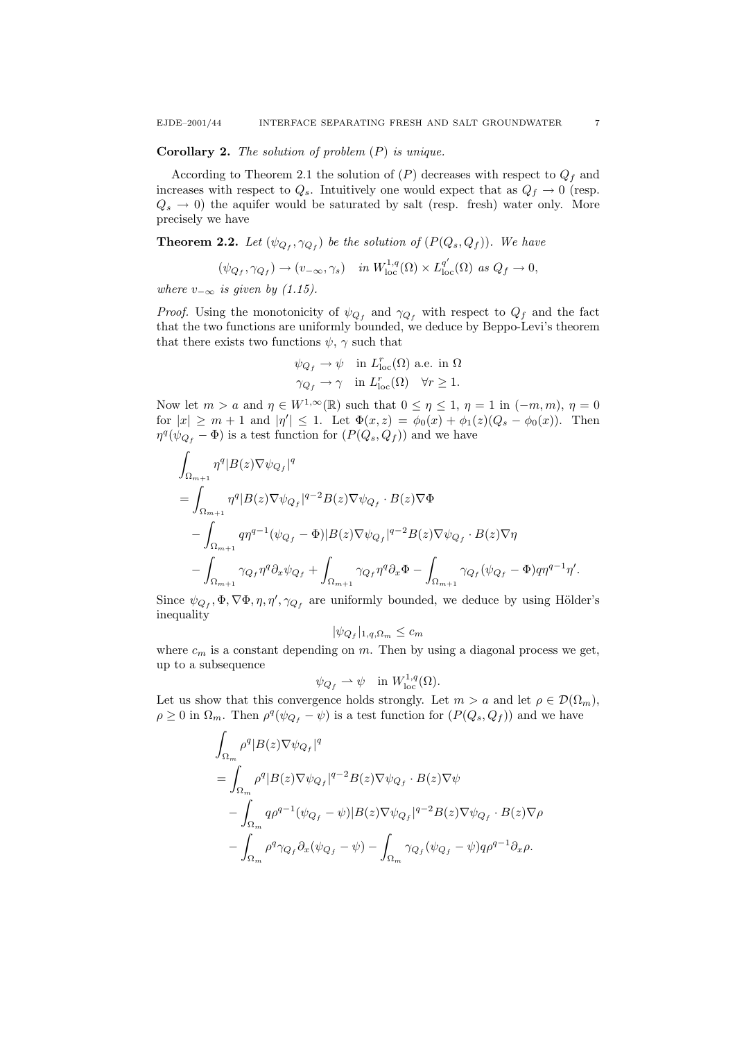**Corollary 2.** *The solution of problem $(P)$ is unique.*

According to Theorem 2.1 the solution of $(P)$ decreases with respect to $Q_f$ and increases with respect to $Q_s$. Intuitively one would expect that as $Q_f \to 0$ (resp. $Q_s \to 0$) the aquifer would be saturated by salt (resp. fresh) water only. More precisely we have

**Theorem 2.2.** *Let $(\psi_{Q_f}, \gamma_{Q_f})$ be the solution of $(P(Q_s, Q_f))$. We have*

$$(\psi_{Q_f}, \gamma_{Q_f}) \to (v_{-\infty}, \gamma_s) \quad \text{in } W^{1,q}_{\text{loc}}(\Omega) \times L^{q'}_{\text{loc}}(\Omega) \text{ as } Q_f \to 0,$$

*where $v_{-\infty}$ is given by (1.15).*

*Proof.* Using the monotonicity of $\psi_{Q_f}$ and $\gamma_{Q_f}$ with respect to $Q_f$ and the fact that the two functions are uniformly bounded, we deduce by Beppo-Levi's theorem that there exists two functions $\psi$, $\gamma$ such that

$$\begin{aligned}
\psi_{Q_f} \to \psi \quad &\text{in } L^r_{\text{loc}}(\Omega) \text{ a.e. in } \Omega \\
\gamma_{Q_f} \to \gamma \quad &\text{in } L^r_{\text{loc}}(\Omega) \quad \forall r \geq 1.
\end{aligned}$$

Now let $m > a$ and $\eta \in W^{1,\infty}(\mathbb{R})$ such that $0 \leq \eta \leq 1$, $\eta = 1$ in $(-m, m)$, $\eta = 0$ for $|x| \geq m+1$ and $|\eta'| \leq 1$. Let $\Phi(x,z) = \phi_0(x) + \phi_1(z)(Q_s - \phi_0(x))$. Then $\eta^q(\psi_{Q_f} - \Phi)$ is a test function for $(P(Q_s, Q_f))$ and we have

$$\begin{aligned}
&\int_{\Omega_{m+1}} \eta^q |B(z)\nabla\psi_{Q_f}|^q \\
&= \int_{\Omega_{m+1}} \eta^q |B(z)\nabla\psi_{Q_f}|^{q-2} B(z)\nabla\psi_{Q_f} \cdot B(z)\nabla\Phi \\
&\quad - \int_{\Omega_{m+1}} q\eta^{q-1}(\psi_{Q_f} - \Phi)|B(z)\nabla\psi_{Q_f}|^{q-2} B(z)\nabla\psi_{Q_f} \cdot B(z)\nabla\eta \\
&\quad - \int_{\Omega_{m+1}} \gamma_{Q_f}\eta^q \partial_x\psi_{Q_f} + \int_{\Omega_{m+1}} \gamma_{Q_f}\eta^q\partial_x\Phi - \int_{\Omega_{m+1}} \gamma_{Q_f}(\psi_{Q_f} - \Phi)q\eta^{q-1}\eta'.
\end{aligned}$$

Since $\psi_{Q_f}, \Phi, \nabla\Phi, \eta, \eta', \gamma_{Q_f}$ are uniformly bounded, we deduce by using Hölder's inequality

$$|\psi_{Q_f}|_{1,q,\Omega_m} \leq c_m$$

where $c_m$ is a constant depending on $m$. Then by using a diagonal process we get, up to a subsequence

$$\psi_{Q_f} \rightharpoonup \psi \quad \text{in } W^{1,q}_{\text{loc}}(\Omega).$$

Let us show that this convergence holds strongly. Let $m > a$ and let $\rho \in \mathcal{D}(\Omega_m)$, $\rho \geq 0$ in $\Omega_m$. Then $\rho^q(\psi_{Q_f} - \psi)$ is a test function for $(P(Q_s, Q_f))$ and we have

$$\begin{aligned}
&\int_{\Omega_m} \rho^q |B(z)\nabla\psi_{Q_f}|^q \\
&= \int_{\Omega_m} \rho^q |B(z)\nabla\psi_{Q_f}|^{q-2} B(z)\nabla\psi_{Q_f} \cdot B(z)\nabla\psi \\
&\quad - \int_{\Omega_m} q\rho^{q-1}(\psi_{Q_f} - \psi)|B(z)\nabla\psi_{Q_f}|^{q-2} B(z)\nabla\psi_{Q_f} \cdot B(z)\nabla\rho \\
&\quad - \int_{\Omega_m} \rho^q\gamma_{Q_f}\partial_x(\psi_{Q_f} - \psi) - \int_{\Omega_m} \gamma_{Q_f}(\psi_{Q_f} - \psi)q\rho^{q-1}\partial_x\rho.
\end{aligned}$$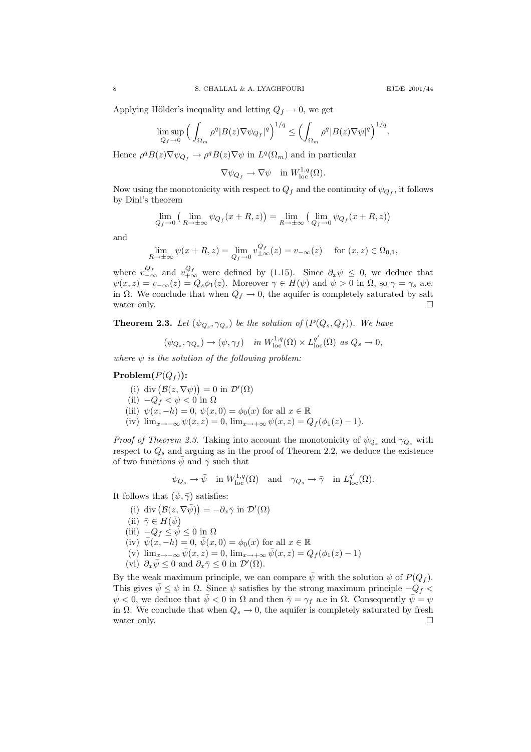Applying Hölder's inequality and letting $Q_f \to 0$, we get

$$\limsup_{Q_f \to 0} \Big( \int_{\Omega_m} \rho^q |B(z)\nabla\psi_{Q_f}|^q \Big)^{1/q} \le \Big( \int_{\Omega_m} \rho^q |B(z)\nabla\psi|^q \Big)^{1/q}.$$

Hence $\rho^q B(z)\nabla\psi_{Q_f} \to \rho^q B(z)\nabla\psi$ in $L^q(\Omega_m)$ and in particular

$$\nabla\psi_{Q_f} \to \nabla\psi \quad \text{in } W^{1,q}_{\text{loc}}(\Omega).$$

Now using the monotonicity with respect to $Q_f$ and the continuity of $\psi_{Q_f}$, it follows by Dini's theorem

$$\lim_{Q_f \to 0} \big( \lim_{R \to \pm\infty} \psi_{Q_f}(x+R,z) \big) = \lim_{R \to \pm\infty} \big( \lim_{Q_f \to 0} \psi_{Q_f}(x+R,z) \big)$$

and

$$\lim_{R \to \pm\infty} \psi(x+R,z) = \lim_{Q_f \to 0} v^{Q_f}_{\pm\infty}(z) = v_{-\infty}(z) \quad \text{ for } (x,z) \in \Omega_{0,1},$$

where $v^{Q_f}_{-\infty}$ and $v^{Q_f}_{+\infty}$ were defined by (1.15). Since $\partial_x\psi \le 0$, we deduce that $\psi(x,z) = v_{-\infty}(z) = Q_s\phi_1(z)$. Moreover $\gamma \in H(\psi)$ and $\psi > 0$ in $\Omega$, so $\gamma = \gamma_s$ a.e. in $\Omega$. We conclude that when $Q_f \to 0$, the aquifer is completely saturated by salt water only. □

**Theorem 2.3.** *Let $(\psi_{Q_s}, \gamma_{Q_s})$ be the solution of $(P(Q_s,Q_f))$. We have*

$$(\psi_{Q_s}, \gamma_{Q_s}) \to (\psi, \gamma_f) \quad \text{in } W^{1,q}_{\text{loc}}(\Omega) \times L^{q'}_{\text{loc}}(\Omega) \text{ as } Q_s \to 0,$$

*where $\psi$ is the solution of the following problem:*

**Problem($P(Q_f)$):**

(i) $\operatorname{div}\big(\mathcal{B}(z,\nabla\psi)\big) = 0$ in $\mathcal{D}'(\Omega)$
(ii) $-Q_f < \psi < 0$ in $\Omega$
(iii) $\psi(x,-h) = 0$, $\psi(x,0) = \phi_0(x)$ for all $x \in \mathbb{R}$
(iv) $\lim_{x\to-\infty} \psi(x,z) = 0$, $\lim_{x\to+\infty} \psi(x,z) = Q_f(\phi_1(z) - 1)$.

*Proof of Theorem 2.3.* Taking into account the monotonicity of $\psi_{Q_s}$ and $\gamma_{Q_s}$ with respect to $Q_s$ and arguing as in the proof of Theorem 2.2, we deduce the existence of two functions $\bar\psi$ and $\bar\gamma$ such that

$$\psi_{Q_s} \to \bar\psi \quad \text{in } W^{1,q}_{\text{loc}}(\Omega) \quad \text{and} \quad \gamma_{Q_s} \to \bar\gamma \quad \text{in } L^{q'}_{\text{loc}}(\Omega).$$

It follows that $(\bar\psi, \bar\gamma)$ satisfies:

(i) $\operatorname{div}\big(\mathcal{B}(z,\nabla\bar\psi)\big) = -\partial_x\bar\gamma$ in $\mathcal{D}'(\Omega)$
(ii) $\bar\gamma \in H(\bar\psi)$
(iii) $-Q_f \le \bar\psi \le 0$ in $\Omega$
(iv) $\bar\psi(x,-h) = 0$, $\bar\psi(x,0) = \phi_0(x)$ for all $x \in \mathbb{R}$
(v) $\lim_{x\to-\infty} \bar\psi(x,z) = 0$, $\lim_{x\to+\infty} \bar\psi(x,z) = Q_f(\phi_1(z) - 1)$
(vi) $\partial_x\bar\psi \le 0$ and $\partial_x\bar\gamma \le 0$ in $\mathcal{D}'(\Omega)$.

By the weak maximum principle, we can compare $\bar\psi$ with the solution $\psi$ of $P(Q_f)$. This gives $\bar\psi \le \psi$ in $\Omega$. Since $\psi$ satisfies by the strong maximum principle $-Q_f < \psi < 0$, we deduce that $\bar\psi < 0$ in $\Omega$ and then $\bar\gamma = \gamma_f$ a.e in $\Omega$. Consequently $\bar\psi = \psi$ in $\Omega$. We conclude that when $Q_s \to 0$, the aquifer is completely saturated by fresh water only. □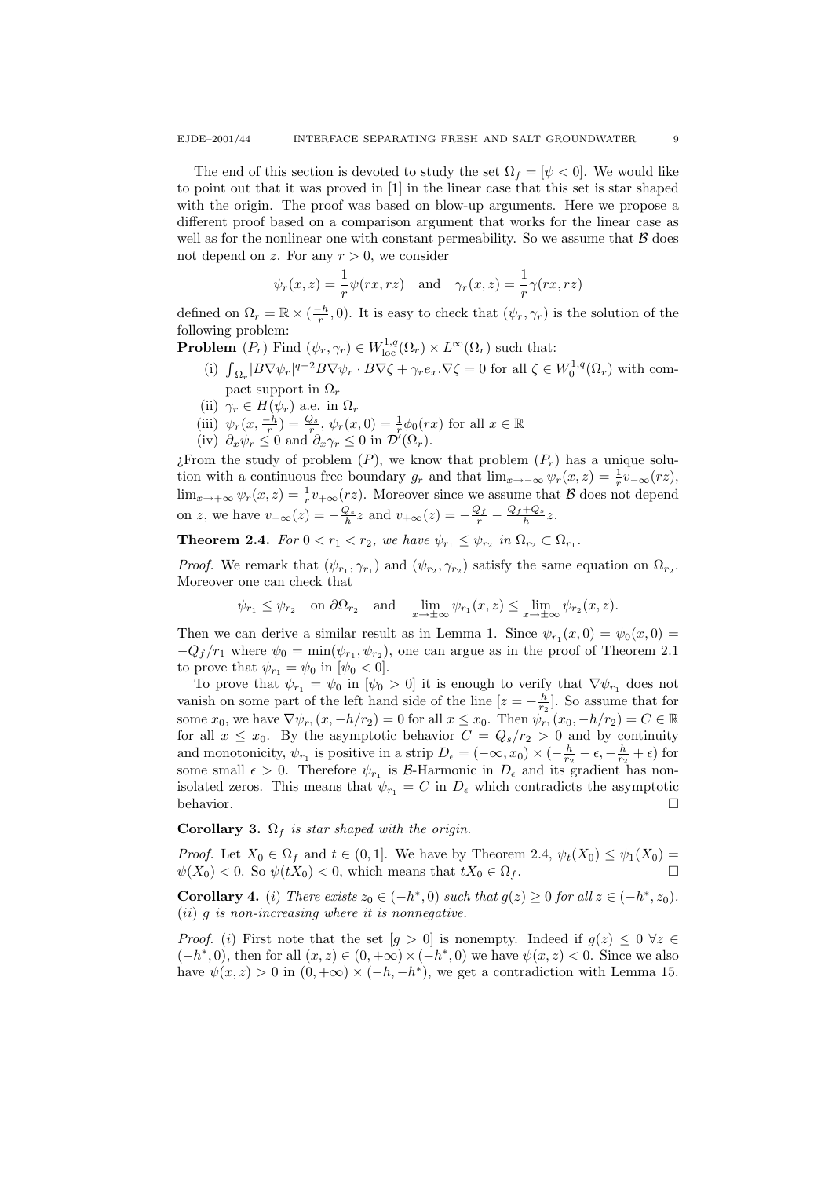The end of this section is devoted to study the set $\Omega_f = [\psi < 0]$. We would like to point out that it was proved in [1] in the linear case that this set is star shaped with the origin. The proof was based on blow-up arguments. Here we propose a different proof based on a comparison argument that works for the linear case as well as for the nonlinear one with constant permeability. So we assume that $\mathcal{B}$ does not depend on $z$. For any $r > 0$, we consider

$$\psi_r(x,z) = \frac{1}{r}\psi(rx, rz) \quad \text{and} \quad \gamma_r(x,z) = \frac{1}{r}\gamma(rx, rz)$$

defined on $\Omega_r = \mathbb{R} \times (\frac{-h}{r}, 0)$. It is easy to check that $(\psi_r, \gamma_r)$ is the solution of the following problem:

**Problem** $(P_r)$ Find $(\psi_r, \gamma_r) \in W^{1,q}_{\text{loc}}(\Omega_r) \times L^\infty(\Omega_r)$ such that:

- (i) $\int_{\Omega_r} |B\nabla\psi_r|^{q-2} B\nabla\psi_r \cdot B\nabla\zeta + \gamma_r e_x . \nabla\zeta = 0$ for all $\zeta \in W^{1,q}_0(\Omega_r)$ with compact support in $\overline{\Omega}_r$
- (ii) $\gamma_r \in H(\psi_r)$ a.e. in $\Omega_r$
- (iii) $\psi_r(x, \frac{-h}{r}) = \frac{Q_s}{r}$, $\psi_r(x, 0) = \frac{1}{r}\phi_0(rx)$ for all $x \in \mathbb{R}$
- (iv) $\partial_x \psi_r \leq 0$ and $\partial_x \gamma_r \leq 0$ in $\mathcal{D}'(\Omega_r)$.

¿From the study of problem $(P)$, we know that problem $(P_r)$ has a unique solution with a continuous free boundary $g_r$ and that $\lim_{x\to-\infty} \psi_r(x,z) = \frac{1}{r}v_{-\infty}(rz)$, $\lim_{x\to+\infty} \psi_r(x,z) = \frac{1}{r}v_{+\infty}(rz)$. Moreover since we assume that $\mathcal{B}$ does not depend on $z$, we have $v_{-\infty}(z) = -\frac{Q_s}{h}z$ and $v_{+\infty}(z) = -\frac{Q_f}{r} - \frac{Q_f + Q_s}{h}z$.

**Theorem 2.4.** *For $0 < r_1 < r_2$, we have $\psi_{r_1} \leq \psi_{r_2}$ in $\Omega_{r_2} \subset \Omega_{r_1}$.*

*Proof.* We remark that $(\psi_{r_1}, \gamma_{r_1})$ and $(\psi_{r_2}, \gamma_{r_2})$ satisfy the same equation on $\Omega_{r_2}$. Moreover one can check that

$$\psi_{r_1} \leq \psi_{r_2} \quad \text{on } \partial\Omega_{r_2} \quad \text{and} \quad \lim_{x\to\pm\infty} \psi_{r_1}(x,z) \leq \lim_{x\to\pm\infty} \psi_{r_2}(x,z).$$

Then we can derive a similar result as in Lemma 1. Since $\psi_{r_1}(x,0) = \psi_0(x,0) = -Q_f/r_1$ where $\psi_0 = \min(\psi_{r_1}, \psi_{r_2})$, one can argue as in the proof of Theorem 2.1 to prove that $\psi_{r_1} = \psi_0$ in $[\psi_0 < 0]$.

To prove that $\psi_{r_1} = \psi_0$ in $[\psi_0 > 0]$ it is enough to verify that $\nabla\psi_{r_1}$ does not vanish on some part of the left hand side of the line $[z = -\frac{h}{r_2}]$. So assume that for some $x_0$, we have $\nabla\psi_{r_1}(x, -h/r_2) = 0$ for all $x \leq x_0$. Then $\psi_{r_1}(x_0, -h/r_2) = C \in \mathbb{R}$ for all $x \leq x_0$. By the asymptotic behavior $C = Q_s/r_2 > 0$ and by continuity and monotonicity, $\psi_{r_1}$ is positive in a strip $D_\epsilon = (-\infty, x_0) \times (-\frac{h}{r_2} - \epsilon, -\frac{h}{r_2} + \epsilon)$ for some small $\epsilon > 0$. Therefore $\psi_{r_1}$ is $\mathcal{B}$-Harmonic in $D_\epsilon$ and its gradient has non-isolated zeros. This means that $\psi_{r_1} = C$ in $D_\epsilon$ which contradicts the asymptotic behavior. $\square$

**Corollary 3.** *$\Omega_f$ is star shaped with the origin.*

*Proof.* Let $X_0 \in \Omega_f$ and $t \in (0,1]$. We have by Theorem 2.4, $\psi_t(X_0) \leq \psi_1(X_0) = \psi(X_0) < 0$. So $\psi(tX_0) < 0$, which means that $tX_0 \in \Omega_f$. $\square$

**Corollary 4.** *(i) There exists $z_0 \in (-h^*, 0)$ such that $g(z) \geq 0$ for all $z \in (-h^*, z_0)$.*
*(ii) $g$ is non-increasing where it is nonnegative.*

*Proof.* (i) First note that the set $[g > 0]$ is nonempty. Indeed if $g(z) \leq 0$ $\forall z \in (-h^*, 0)$, then for all $(x,z) \in (0, +\infty) \times (-h^*, 0)$ we have $\psi(x,z) < 0$. Since we also have $\psi(x,z) > 0$ in $(0, +\infty) \times (-h, -h^*)$, we get a contradiction with Lemma 15.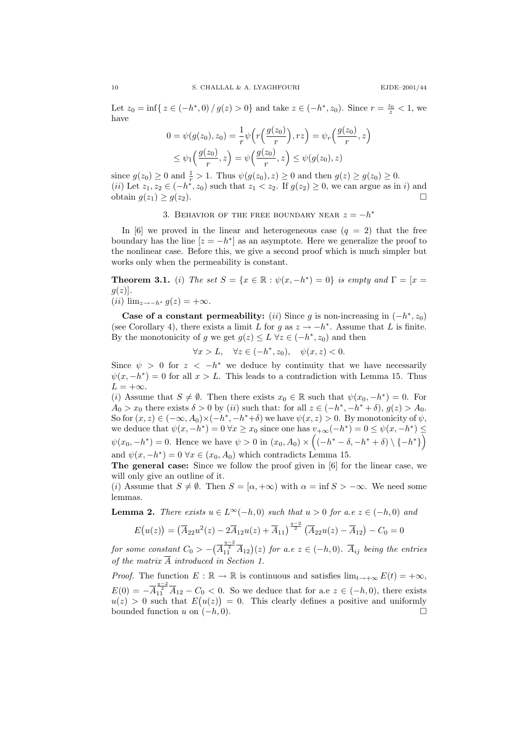Let $z_0 = \inf\{ z \in (-h^*, 0) \,/\, g(z) > 0\}$ and take $z \in (-h^*, z_0)$. Since $r = \frac{z_0}{z} < 1$, we have

$$0 = \psi(g(z_0), z_0) = \frac{1}{r}\psi\Big(r\Big(\frac{g(z_0)}{r}\Big), rz\Big) = \psi_r\Big(\frac{g(z_0)}{r}, z\Big)$$
$$\leq \psi_1\Big(\frac{g(z_0)}{r}, z\Big) = \psi\Big(\frac{g(z_0)}{r}, z\Big) \leq \psi(g(z_0), z)$$

since $g(z_0) \geq 0$ and $\frac{1}{r} > 1$. Thus $\psi(g(z_0), z) \geq 0$ and then $g(z) \geq g(z_0) \geq 0$.
(*ii*) Let $z_1, z_2 \in (-h^*, z_0)$ such that $z_1 < z_2$. If $g(z_2) \geq 0$, we can argue as in *i*) and obtain $g(z_1) \geq g(z_2)$. □

## 3. Behavior of the free boundary near $z = -h^*$

In [6] we proved in the linear and heterogeneous case ($q = 2$) that the free boundary has the line $[z = -h^*]$ as an asymptote. Here we generalize the proof to the nonlinear case. Before this, we give a second proof which is much simpler but works only when the permeability is constant.

**Theorem 3.1.** *(i) The set $S = \{x \in \mathbb{R} : \psi(x, -h^*) = 0\}$ is empty and $\Gamma = [x = g(z)]$.*
*(ii) $\lim_{z \to -h^*} g(z) = +\infty$.*

**Case of a constant permeability:** (*ii*) Since $g$ is non-increasing in $(-h^*, z_0)$ (see Corollary 4), there exists a limit $L$ for $g$ as $z \to -h^*$. Assume that $L$ is finite. By the monotonicity of $g$ we get $g(z) \leq L$ $\forall z \in (-h^*, z_0)$ and then

$$\forall x > L, \quad \forall z \in (-h^*, z_0), \quad \psi(x, z) < 0.$$

Since $\psi > 0$ for $z < -h^*$ we deduce by continuity that we have necessarily $\psi(x, -h^*) = 0$ for all $x > L$. This leads to a contradiction with Lemma 15. Thus $L = +\infty$.
(*i*) Assume that $S \neq \emptyset$. Then there exists $x_0 \in \mathbb{R}$ such that $\psi(x_0, -h^*) = 0$. For $A_0 > x_0$ there exists $\delta > 0$ by (*ii*) such that: for all $z \in (-h^*, -h^* + \delta)$, $g(z) > A_0$. So for $(x, z) \in (-\infty, A_0) \times (-h^*, -h^* + \delta)$ we have $\psi(x, z) > 0$. By monotonicity of $\psi$, we deduce that $\psi(x, -h^*) = 0$ $\forall x \geq x_0$ since one has $v_{+\infty}(-h^*) = 0 \leq \psi(x, -h^*) \leq \psi(x_0, -h^*) = 0$. Hence we have $\psi > 0$ in $(x_0, A_0) \times \Big((-h^* - \delta, -h^* + \delta) \setminus \{-h^*\}\Big)$ and $\psi(x, -h^*) = 0$ $\forall x \in (x_0, A_0)$ which contradicts Lemma 15.

**The general case:** Since we follow the proof given in [6] for the linear case, we will only give an outline of it.
(*i*) Assume that $S \neq \emptyset$. Then $S = [\alpha, +\infty)$ with $\alpha = \inf S > -\infty$. We need some lemmas.

**Lemma 2.** *There exists $u \in L^\infty(-h, 0)$ such that $u > 0$ for a.e $z \in (-h, 0)$ and*

$$E\big(u(z)\big) = \big(\overline{A}_{22}u^2(z) - 2\overline{A}_{12}u(z) + \overline{A}_{11}\big)^{\frac{q-2}{2}} \big(\overline{A}_{22}u(z) - \overline{A}_{12}\big) - C_0 = 0$$

*for some constant $C_0 > -\big(\overline{A}_{11}^{\frac{q-2}{2}}\overline{A}_{12}\big)(z)$ for a.e $z \in (-h, 0)$. $\overline{A}_{ij}$ being the entries of the matrix $\overline{A}$ introduced in Section 1.*

*Proof.* The function $E : \mathbb{R} \to \mathbb{R}$ is continuous and satisfies $\lim_{t \to +\infty} E(t) = +\infty$, $E(0) = -\overline{A}_{11}^{\frac{q-2}{2}}\overline{A}_{12} - C_0 < 0$. So we deduce that for a.e $z \in (-h, 0)$, there exists $u(z) > 0$ such that $E\big(u(z)\big) = 0$. This clearly defines a positive and uniformly bounded function $u$ on $(-h, 0)$. □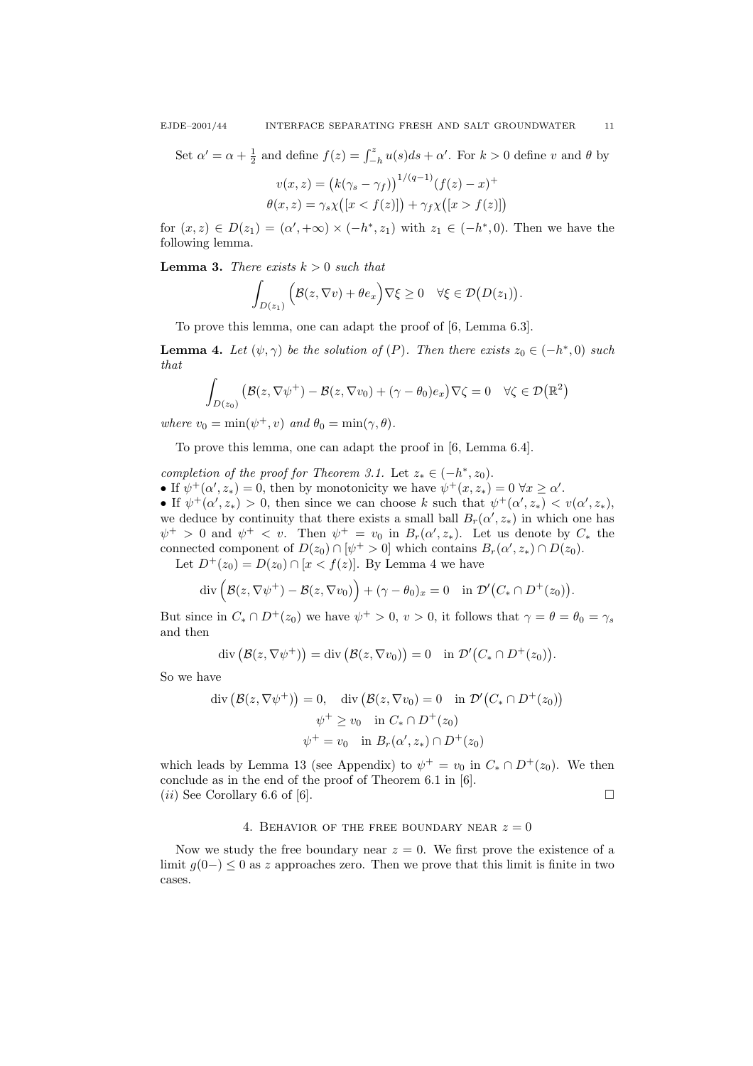Set $\alpha' = \alpha + \frac{1}{2}$ and define $f(z) = \int_{-h}^{z} u(s)ds + \alpha'$. For $k > 0$ define $v$ and $\theta$ by

$$v(x,z) = \big(k(\gamma_s - \gamma_f)\big)^{1/(q-1)}(f(z) - x)^+$$
$$\theta(x,z) = \gamma_s \chi\big([x < f(z)]\big) + \gamma_f \chi\big([x > f(z)]\big)$$

for $(x,z) \in D(z_1) = (\alpha', +\infty) \times (-h^*, z_1)$ with $z_1 \in (-h^*, 0)$. Then we have the following lemma.

**Lemma 3.** *There exists $k > 0$ such that*

$$\int_{D(z_1)} \Big(\mathcal{B}(z, \nabla v) + \theta e_x\Big)\nabla \xi \geq 0 \quad \forall \xi \in \mathcal{D}\big(D(z_1)\big).$$

To prove this lemma, one can adapt the proof of [6, Lemma 6.3].

**Lemma 4.** *Let $(\psi, \gamma)$ be the solution of $(P)$. Then there exists $z_0 \in (-h^*, 0)$ such that*

$$\int_{D(z_0)} \big(\mathcal{B}(z, \nabla\psi^+) - \mathcal{B}(z, \nabla v_0) + (\gamma - \theta_0)e_x\big)\nabla\zeta = 0 \quad \forall \zeta \in \mathcal{D}\big(\mathbb{R}^2\big)$$

*where $v_0 = \min(\psi^+, v)$ and $\theta_0 = \min(\gamma, \theta)$.*

To prove this lemma, one can adapt the proof in [6, Lemma 6.4].

*completion of the proof for Theorem 3.1.* Let $z_* \in (-h^*, z_0)$.

- If $\psi^+(\alpha', z_*) = 0$, then by monotonicity we have $\psi^+(x, z_*) = 0 \ \forall x \geq \alpha'$.
- If $\psi^+(\alpha', z_*) > 0$, then since we can choose $k$ such that $\psi^+(\alpha', z_*) < v(\alpha', z_*)$, we deduce by continuity that there exists a small ball $B_r(\alpha', z_*)$ in which one has $\psi^+ > 0$ and $\psi^+ < v$. Then $\psi^+ = v_0$ in $B_r(\alpha', z_*)$. Let us denote by $C_*$ the connected component of $D(z_0) \cap [\psi^+ > 0]$ which contains $B_r(\alpha', z_*) \cap D(z_0)$.

Let $D^+(z_0) = D(z_0) \cap [x < f(z)]$. By Lemma 4 we have

$$\operatorname{div}\Big(\mathcal{B}(z, \nabla\psi^+) - \mathcal{B}(z, \nabla v_0)\Big) + (\gamma - \theta_0)_x = 0 \quad \text{in } \mathcal{D}'\big(C_* \cap D^+(z_0)\big).$$

But since in $C_* \cap D^+(z_0)$ we have $\psi^+ > 0$, $v > 0$, it follows that $\gamma = \theta = \theta_0 = \gamma_s$ and then

$$\operatorname{div}\big(\mathcal{B}(z, \nabla\psi^+)\big) = \operatorname{div}\big(\mathcal{B}(z, \nabla v_0)\big) = 0 \quad \text{in } \mathcal{D}'\big(C_* \cap D^+(z_0)\big).$$

So we have

$$\operatorname{div}\big(\mathcal{B}(z, \nabla\psi^+)\big) = 0, \quad \operatorname{div}\big(\mathcal{B}(z, \nabla v_0)\big) = 0 \quad \text{in } \mathcal{D}'\big(C_* \cap D^+(z_0)\big)$$
$$\psi^+ \geq v_0 \quad \text{in } C_* \cap D^+(z_0)$$
$$\psi^+ = v_0 \quad \text{in } B_r(\alpha', z_*) \cap D^+(z_0)$$

which leads by Lemma 13 (see Appendix) to $\psi^+ = v_0$ in $C_* \cap D^+(z_0)$. We then conclude as in the end of the proof of Theorem 6.1 in [6].

$(ii)$ See Corollary 6.6 of [6]. $\square$

## 4. Behavior of the free boundary near $z = 0$

Now we study the free boundary near $z = 0$. We first prove the existence of a limit $g(0-) \leq 0$ as $z$ approaches zero. Then we prove that this limit is finite in two cases.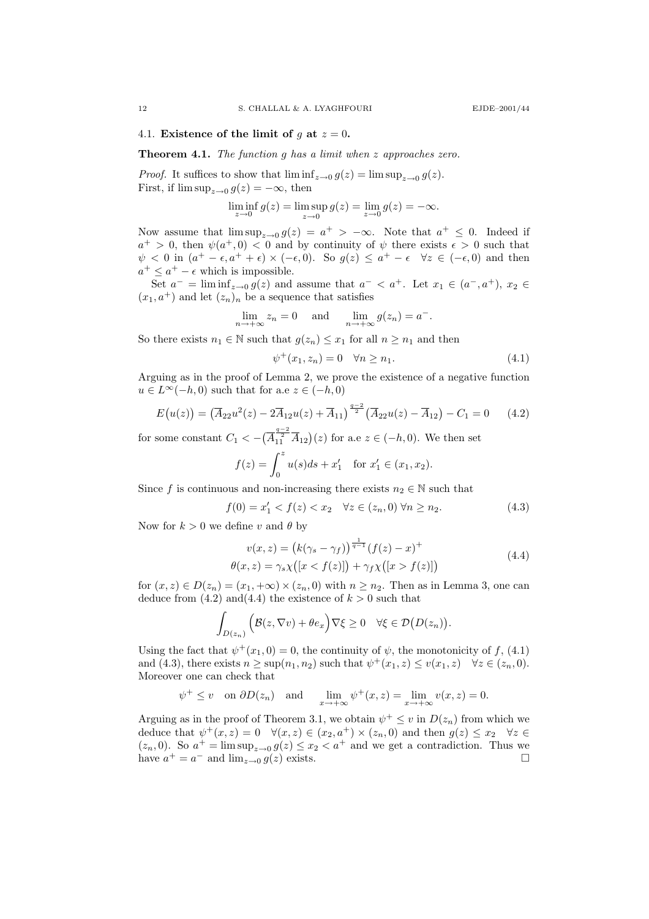### 4.1. Existence of the limit of $g$ at $z = 0$.

**Theorem 4.1.** *The function $g$ has a limit when $z$ approaches zero.*

*Proof.* It suffices to show that $\liminf_{z\to 0} g(z) = \limsup_{z\to 0} g(z)$.
First, if $\limsup_{z\to 0} g(z) = -\infty$, then

$$\liminf_{z\to 0} g(z) = \limsup_{z\to 0} g(z) = \lim_{z\to 0} g(z) = -\infty.$$

Now assume that $\limsup_{z\to 0} g(z) = a^+ > -\infty$. Note that $a^+ \le 0$. Indeed if $a^+ > 0$, then $\psi(a^+, 0) < 0$ and by continuity of $\psi$ there exists $\epsilon > 0$ such that $\psi < 0$ in $(a^+ - \epsilon, a^+ + \epsilon) \times (-\epsilon, 0)$. So $g(z) \le a^+ - \epsilon \quad \forall z \in (-\epsilon, 0)$ and then $a^+ \le a^+ - \epsilon$ which is impossible.

Set $a^- = \liminf_{z\to 0} g(z)$ and assume that $a^- < a^+$. Let $x_1 \in (a^-, a^+)$, $x_2 \in (x_1, a^+)$ and let $(z_n)_n$ be a sequence that satisfies

$$\lim_{n\to+\infty} z_n = 0 \quad \text{and} \quad \lim_{n\to+\infty} g(z_n) = a^-.$$

So there exists $n_1 \in \mathbb{N}$ such that $g(z_n) \le x_1$ for all $n \ge n_1$ and then

$$\psi^+(x_1, z_n) = 0 \quad \forall n \ge n_1. \tag{4.1}$$

Arguing as in the proof of Lemma 2, we prove the existence of a negative function $u \in L^\infty(-h, 0)$ such that for a.e $z \in (-h, 0)$

$$E\big(u(z)\big) = \big(\overline{A}_{22}u^2(z) - 2\overline{A}_{12}u(z) + \overline{A}_{11}\big)^{\frac{q-2}{2}}\big(\overline{A}_{22}u(z) - \overline{A}_{12}\big) - C_1 = 0 \tag{4.2}$$

for some constant $C_1 < -\big(\overline{A}_{11}^{\frac{q-2}{2}}\,\overline{A}_{12}\big)(z)$ for a.e $z \in (-h, 0)$. We then set

$$f(z) = \int_0^z u(s)ds + x_1' \quad \text{for } x_1' \in (x_1, x_2).$$

Since $f$ is continuous and non-increasing there exists $n_2 \in \mathbb{N}$ such that

$$f(0) = x_1' < f(z) < x_2 \quad \forall z \in (z_n, 0)\ \forall n \ge n_2. \tag{4.3}$$

Now for $k > 0$ we define $v$ and $\theta$ by

$$\begin{aligned} v(x,z) &= \big(k(\gamma_s - \gamma_f)\big)^{\frac{1}{q-1}}(f(z) - x)^+ \\ \theta(x,z) &= \gamma_s \chi\big([x < f(z)]\big) + \gamma_f \chi\big([x > f(z)]\big) \end{aligned} \tag{4.4}$$

for $(x,z) \in D(z_n) = (x_1, +\infty) \times (z_n, 0)$ with $n \ge n_2$. Then as in Lemma 3, one can deduce from (4.2) and(4.4) the existence of $k > 0$ such that

$$\int_{D(z_n)} \Big(\mathcal{B}(z, \nabla v) + \theta e_x\Big)\nabla\xi \ge 0 \quad \forall \xi \in \mathcal{D}\big(D(z_n)\big).$$

Using the fact that $\psi^+(x_1, 0) = 0$, the continuity of $\psi$, the monotonicity of $f$, (4.1) and (4.3), there exists $n \ge \sup(n_1, n_2)$ such that $\psi^+(x_1, z) \le v(x_1, z) \quad \forall z \in (z_n, 0)$. Moreover one can check that

$$\psi^+ \le v \quad \text{on } \partial D(z_n) \quad \text{and} \quad \lim_{x\to+\infty} \psi^+(x,z) = \lim_{x\to+\infty} v(x,z) = 0.$$

Arguing as in the proof of Theorem 3.1, we obtain $\psi^+ \le v$ in $D(z_n)$ from which we deduce that $\psi^+(x,z) = 0 \quad \forall (x,z) \in (x_2, a^+) \times (z_n, 0)$ and then $g(z) \le x_2 \quad \forall z \in (z_n, 0)$. So $a^+ = \limsup_{z\to 0} g(z) \le x_2 < a^+$ and we get a contradiction. Thus we have $a^+ = a^-$ and $\lim_{z\to 0} g(z)$ exists. $\square$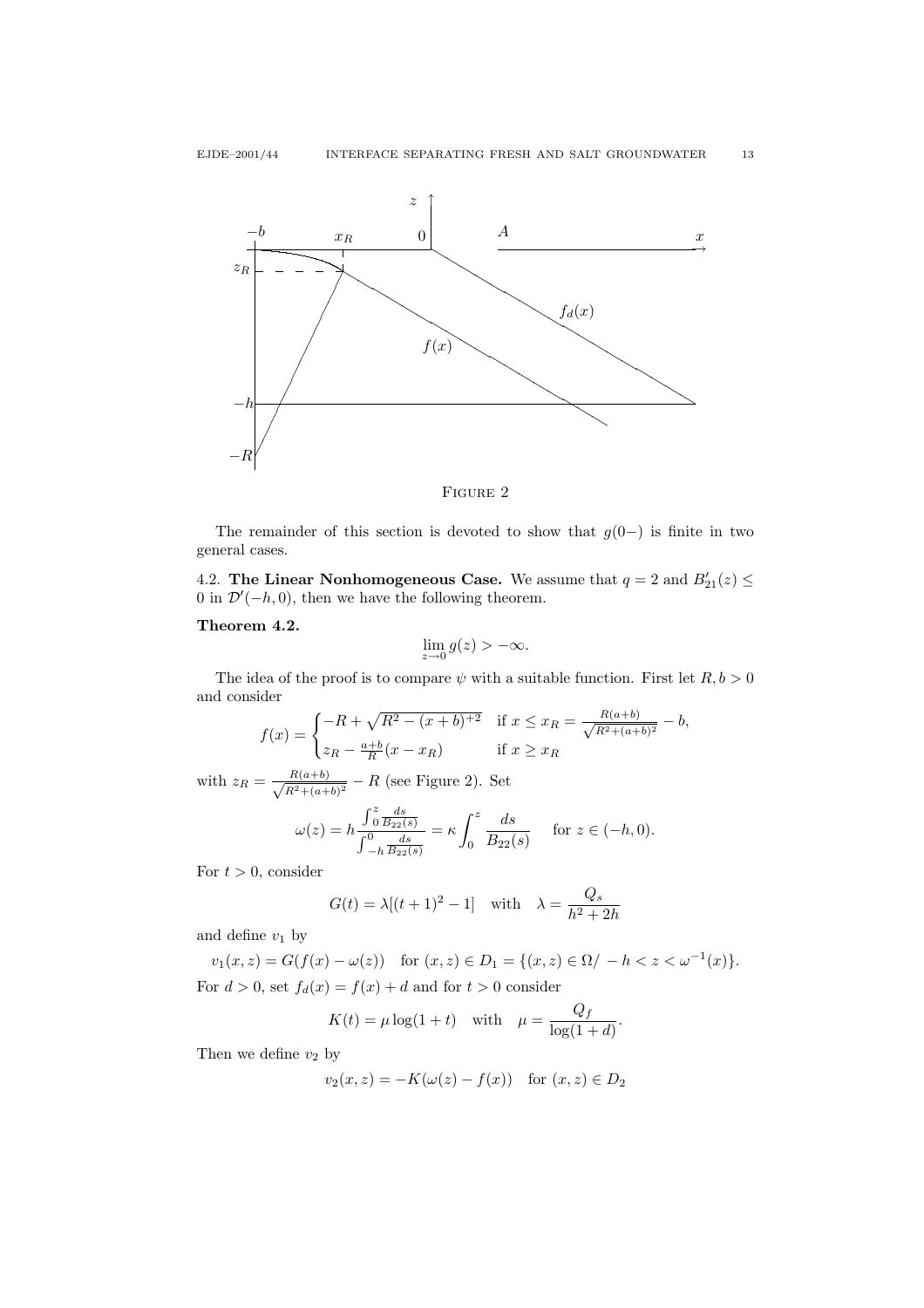FIGURE 2

The remainder of this section is devoted to show that $g(0-)$ is finite in two general cases.

4.2. **The Linear Nonhomogeneous Case.** We assume that $q = 2$ and $B'_{21}(z) \leq 0$ in $\mathcal{D}'(-h, 0)$, then we have the following theorem.

**Theorem 4.2.**

$$\lim_{z \to 0} g(z) > -\infty.$$

The idea of the proof is to compare $\psi$ with a suitable function. First let $R, b > 0$ and consider

$$f(x) = \begin{cases} -R + \sqrt{R^2 - (x+b)^{+2}} & \text{if } x \leq x_R = \frac{R(a+b)}{\sqrt{R^2+(a+b)^2}} - b, \\ z_R - \frac{a+b}{R}(x - x_R) & \text{if } x \geq x_R \end{cases}$$

with $z_R = \frac{R(a+b)}{\sqrt{R^2+(a+b)^2}} - R$ (see Figure 2). Set

$$\omega(z) = h \frac{\int_0^z \frac{ds}{B_{22}(s)}}{\int_{-h}^0 \frac{ds}{B_{22}(s)}} = \kappa \int_0^z \frac{ds}{B_{22}(s)} \quad \text{for } z \in (-h, 0).$$

For $t > 0$, consider

$$G(t) = \lambda[(t+1)^2 - 1] \quad \text{with} \quad \lambda = \frac{Q_s}{h^2 + 2h}$$

and define $v_1$ by

$$v_1(x, z) = G(f(x) - \omega(z)) \quad \text{for } (x, z) \in D_1 = \{(x, z) \in \Omega / -h < z < \omega^{-1}(x)\}.$$

For $d > 0$, set $f_d(x) = f(x) + d$ and for $t > 0$ consider

$$K(t) = \mu \log(1 + t) \quad \text{with} \quad \mu = \frac{Q_f}{\log(1 + d)}.$$

Then we define $v_2$ by

$$v_2(x, z) = -K(\omega(z) - f(x)) \quad \text{for } (x, z) \in D_2$$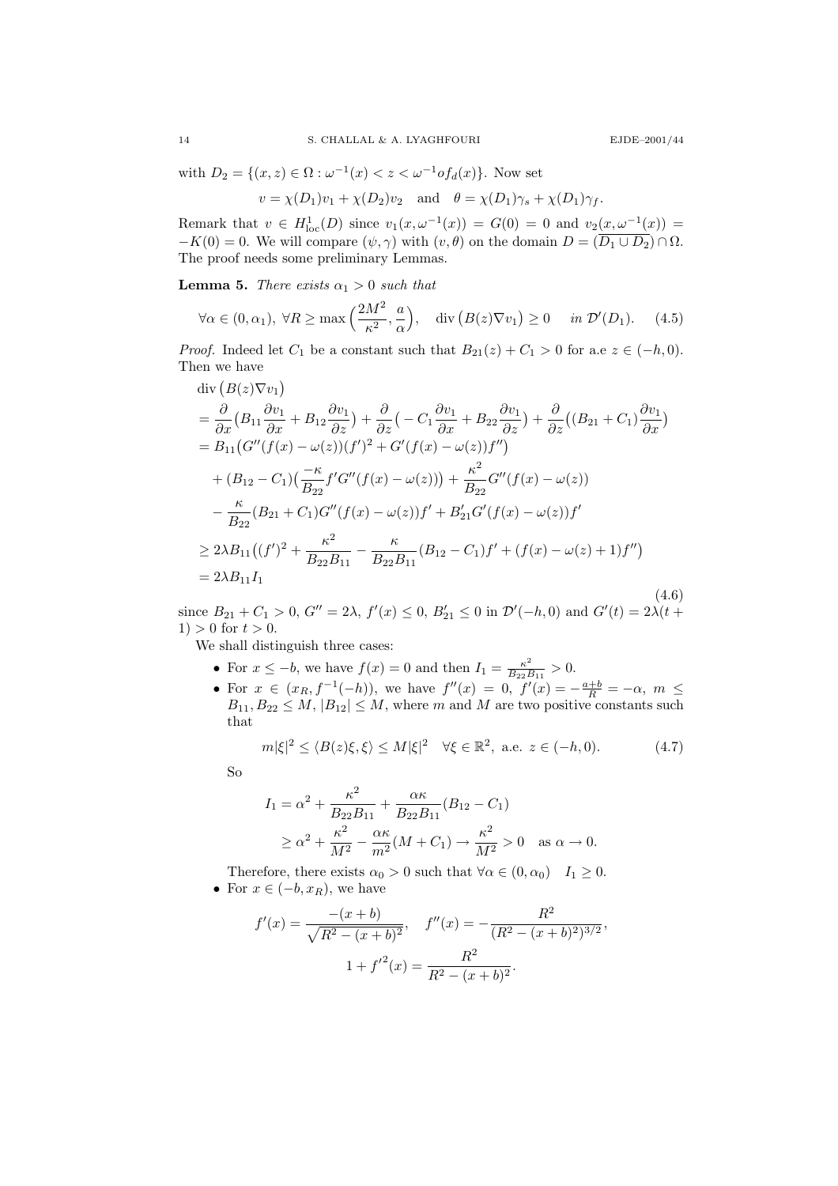with $D_2 = \{(x,z) \in \Omega : \omega^{-1}(x) < z < \omega^{-1} o f_d(x)\}$. Now set

$$v = \chi(D_1)v_1 + \chi(D_2)v_2 \quad \text{and} \quad \theta = \chi(D_1)\gamma_s + \chi(D_1)\gamma_f.$$

Remark that $v \in H^1_{\rm loc}(D)$ since $v_1(x,\omega^{-1}(x)) = G(0) = 0$ and $v_2(x,\omega^{-1}(x)) = -K(0) = 0$. We will compare $(\psi,\gamma)$ with $(v,\theta)$ on the domain $D = (\overline{D_1 \cup D_2}) \cap \Omega$. The proof needs some preliminary Lemmas.

**Lemma 5.** *There exists $\alpha_1 > 0$ such that*

$$\forall \alpha \in (0,\alpha_1),\ \forall R \geq \max\Big(\frac{2M^2}{\kappa^2}, \frac{a}{\alpha}\Big), \quad \operatorname{div}\big(B(z)\nabla v_1\big) \geq 0 \quad \text{in } \mathcal{D}'(D_1). \tag{4.5}$$

*Proof.* Indeed let $C_1$ be a constant such that $B_{21}(z) + C_1 > 0$ for a.e $z \in (-h,0)$. Then we have

$$\begin{aligned}
&\operatorname{div}\big(B(z)\nabla v_1\big)\\
&= \frac{\partial}{\partial x}\big(B_{11}\frac{\partial v_1}{\partial x} + B_{12}\frac{\partial v_1}{\partial z}\big) + \frac{\partial}{\partial z}\big(-C_1\frac{\partial v_1}{\partial x} + B_{22}\frac{\partial v_1}{\partial z}\big) + \frac{\partial}{\partial z}\big((B_{21}+C_1)\frac{\partial v_1}{\partial x}\big)\\
&= B_{11}\big(G''(f(x)-\omega(z))(f')^2 + G'(f(x)-\omega(z))f''\big)\\
&\quad + (B_{12}-C_1)\big(\frac{-\kappa}{B_{22}}f'G''(f(x)-\omega(z))\big) + \frac{\kappa^2}{B_{22}}G''(f(x)-\omega(z))\\
&\quad - \frac{\kappa}{B_{22}}(B_{21}+C_1)G''(f(x)-\omega(z))f' + B_{21}'G'(f(x)-\omega(z))f'\\
&\geq 2\lambda B_{11}\big((f')^2 + \frac{\kappa^2}{B_{22}B_{11}} - \frac{\kappa}{B_{22}B_{11}}(B_{12}-C_1)f' + (f(x)-\omega(z)+1)f''\big)\\
&= 2\lambda B_{11} I_1
\end{aligned} \tag{4.6}$$

since $B_{21}+C_1 > 0$, $G'' = 2\lambda$, $f'(x) \leq 0$, $B_{21}' \leq 0$ in $\mathcal{D}'(-h,0)$ and $G'(t) = 2\lambda(t+1) > 0$ for $t > 0$.

We shall distinguish three cases:

- For $x \leq -b$, we have $f(x) = 0$ and then $I_1 = \frac{\kappa^2}{B_{22}B_{11}} > 0$.
- For $x \in (x_R, f^{-1}(-h))$, we have $f''(x) = 0$, $f'(x) = -\frac{a+b}{R} = -\alpha$, $m \leq B_{11}, B_{22} \leq M$, $|B_{12}| \leq M$, where $m$ and $M$ are two positive constants such that

$$m|\xi|^2 \leq \langle B(z)\xi,\xi\rangle \leq M|\xi|^2 \quad \forall \xi \in \mathbb{R}^2, \text{ a.e. } z \in (-h,0). \tag{4.7}$$

So

$$\begin{aligned}
I_1 &= \alpha^2 + \frac{\kappa^2}{B_{22}B_{11}} + \frac{\alpha\kappa}{B_{22}B_{11}}(B_{12}-C_1)\\
&\geq \alpha^2 + \frac{\kappa^2}{M^2} - \frac{\alpha\kappa}{m^2}(M+C_1) \to \frac{\kappa^2}{M^2} > 0 \quad \text{as } \alpha \to 0.
\end{aligned}$$

Therefore, there exists $\alpha_0 > 0$ such that $\forall \alpha \in (0,\alpha_0) \quad I_1 \geq 0$.

- For $x \in (-b, x_R)$, we have

$$f'(x) = \frac{-(x+b)}{\sqrt{R^2-(x+b)^2}}, \quad f''(x) = -\frac{R^2}{(R^2-(x+b)^2)^{3/2}},$$
$$1 + {f'}^2(x) = \frac{R^2}{R^2-(x+b)^2}.$$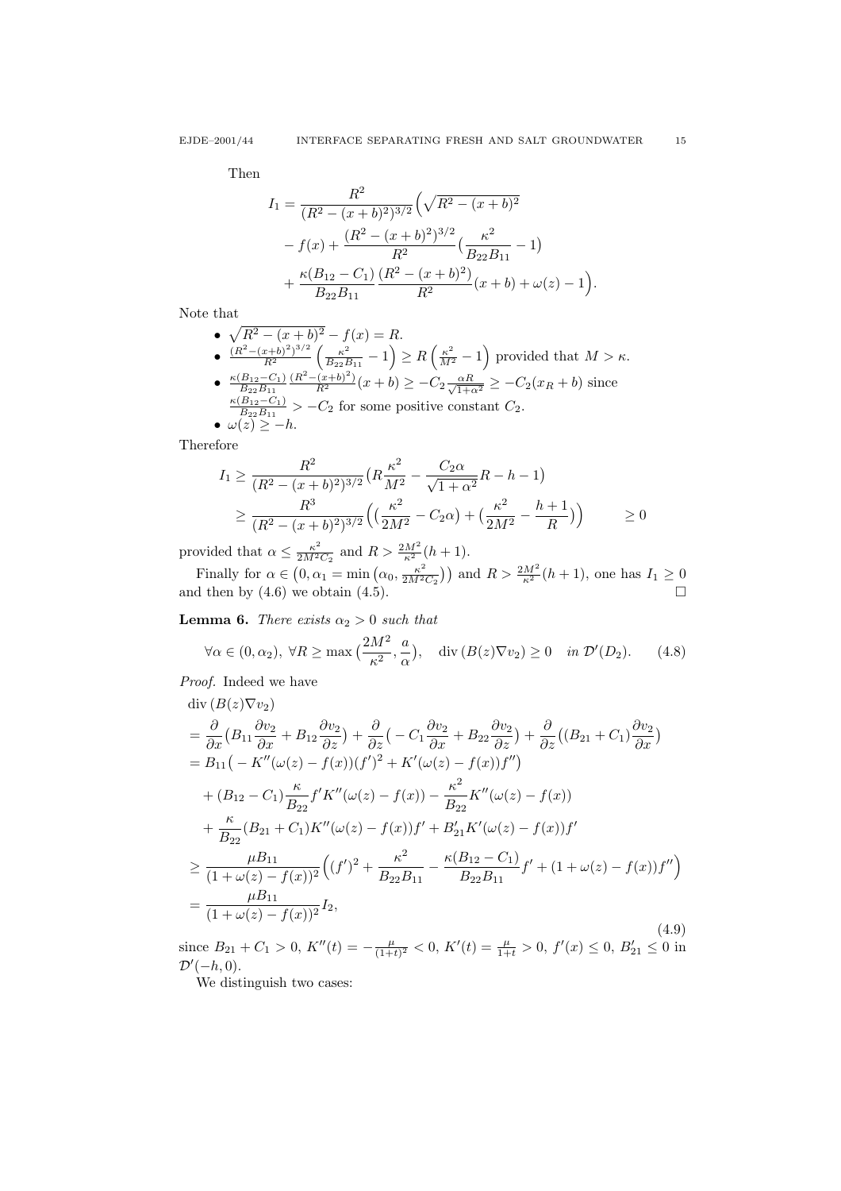Then

$$
\begin{aligned}
I_1 = \frac{R^2}{(R^2-(x+b)^2)^{3/2}}\Big(&\sqrt{R^2-(x+b)^2} \\
&- f(x) + \frac{(R^2-(x+b)^2)^{3/2}}{R^2}\big(\frac{\kappa^2}{B_{22}B_{11}}-1\big) \\
&+ \frac{\kappa(B_{12}-C_1)}{B_{22}B_{11}}\frac{(R^2-(x+b)^2)}{R^2}(x+b)+\omega(z)-1\Big).
\end{aligned}
$$

Note that

- $\sqrt{R^2-(x+b)^2} - f(x) = R$.
- $\frac{(R^2-(x+b)^2)^{3/2}}{R^2}\Big(\frac{\kappa^2}{B_{22}B_{11}}-1\Big) \geq R\Big(\frac{\kappa^2}{M^2}-1\Big)$ provided that $M > \kappa$.
- $\frac{\kappa(B_{12}-C_1)}{B_{22}B_{11}}\frac{(R^2-(x+b)^2)}{R^2}(x+b) \geq -C_2\frac{\alpha R}{\sqrt{1+\alpha^2}} \geq -C_2(x_R+b)$ since $\frac{\kappa(B_{12}-C_1)}{B_{22}B_{11}} > -C_2$ for some positive constant $C_2$.
- $\omega(z) \geq -h$.

Therefore

$$
\begin{aligned}
I_1 &\geq \frac{R^2}{(R^2-(x+b)^2)^{3/2}}\big(R\frac{\kappa^2}{M^2} - \frac{C_2\alpha}{\sqrt{1+\alpha^2}}R - h - 1\big) \\
&\geq \frac{R^3}{(R^2-(x+b)^2)^{3/2}}\Big(\big(\frac{\kappa^2}{2M^2}-C_2\alpha\big)+\big(\frac{\kappa^2}{2M^2}-\frac{h+1}{R}\big)\Big) \qquad \geq 0
\end{aligned}
$$

provided that $\alpha \leq \frac{\kappa^2}{2M^2C_2}$ and $R > \frac{2M^2}{\kappa^2}(h+1)$.

Finally for $\alpha \in \big(0, \alpha_1 = \min\big(\alpha_0, \frac{\kappa^2}{2M^2C_2}\big)\big)$ and $R > \frac{2M^2}{\kappa^2}(h+1)$, one has $I_1 \geq 0$ and then by (4.6) we obtain (4.5). $\square$

**Lemma 6.** *There exists $\alpha_2 > 0$ such that*

$$
\forall \alpha \in (0,\alpha_2),\ \forall R \geq \max\big(\frac{2M^2}{\kappa^2}, \frac{a}{\alpha}\big), \quad \operatorname{div}(B(z)\nabla v_2) \geq 0 \quad \textit{in } \mathcal{D}'(D_2). \tag{4.8}
$$

*Proof.* Indeed we have

$$
\begin{aligned}
&\operatorname{div}(B(z)\nabla v_2) \\
&= \frac{\partial}{\partial x}\big(B_{11}\frac{\partial v_2}{\partial x} + B_{12}\frac{\partial v_2}{\partial z}\big) + \frac{\partial}{\partial z}\big(-C_1\frac{\partial v_2}{\partial x} + B_{22}\frac{\partial v_2}{\partial z}\big) + \frac{\partial}{\partial z}\big((B_{21}+C_1)\frac{\partial v_2}{\partial x}\big) \\
&= B_{11}\big(-K''(\omega(z)-f(x))(f')^2 + K'(\omega(z)-f(x))f''\big) \\
&\quad + (B_{12}-C_1)\frac{\kappa}{B_{22}}f'K''(\omega(z)-f(x)) - \frac{\kappa^2}{B_{22}}K''(\omega(z)-f(x)) \\
&\quad + \frac{\kappa}{B_{22}}(B_{21}+C_1)K''(\omega(z)-f(x))f' + B_{21}'K'(\omega(z)-f(x))f' \\
&\geq \frac{\mu B_{11}}{(1+\omega(z)-f(x))^2}\Big((f')^2 + \frac{\kappa^2}{B_{22}B_{11}} - \frac{\kappa(B_{12}-C_1)}{B_{22}B_{11}}f' + (1+\omega(z)-f(x))f''\Big) \\
&= \frac{\mu B_{11}}{(1+\omega(z)-f(x))^2}I_2,
\end{aligned} \tag{4.9}
$$

since $B_{21}+C_1 > 0$, $K''(t) = -\frac{\mu}{(1+t)^2} < 0$, $K'(t) = \frac{\mu}{1+t} > 0$, $f'(x) \leq 0$, $B_{21}' \leq 0$ in $\mathcal{D}'(-h,0)$.

We distinguish two cases: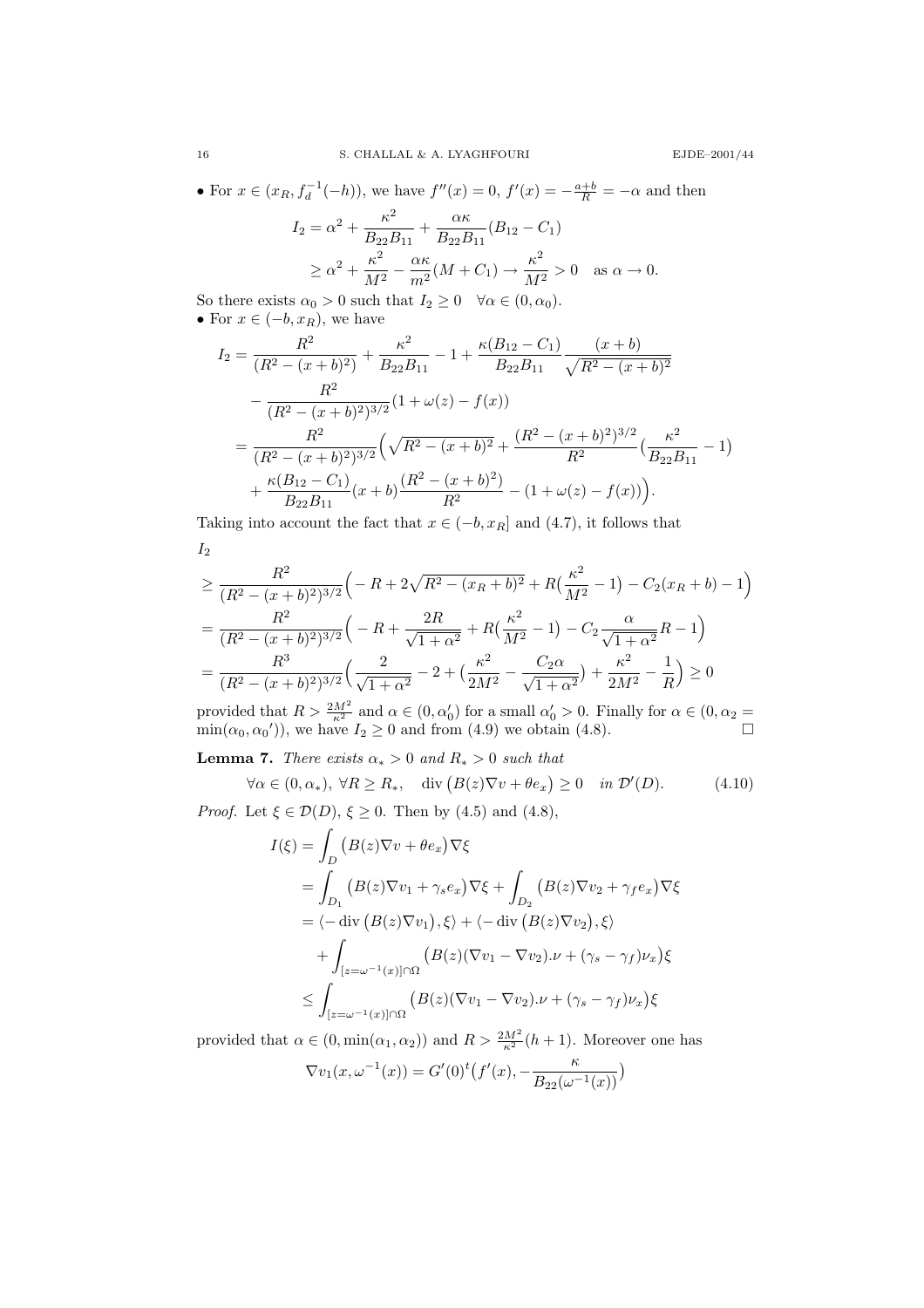• For $x \in (x_R, f_d^{-1}(-h))$, we have $f''(x) = 0$, $f'(x) = -\frac{a+b}{R} = -\alpha$ and then

$$
\begin{aligned}
I_2 &= \alpha^2 + \frac{\kappa^2}{B_{22}B_{11}} + \frac{\alpha\kappa}{B_{22}B_{11}}(B_{12} - C_1) \\
&\geq \alpha^2 + \frac{\kappa^2}{M^2} - \frac{\alpha\kappa}{m^2}(M + C_1) \to \frac{\kappa^2}{M^2} > 0 \quad \text{as } \alpha \to 0.
\end{aligned}
$$

So there exists $\alpha_0 > 0$ such that $I_2 \geq 0 \quad \forall \alpha \in (0, \alpha_0)$.

• For $x \in (-b, x_R)$, we have

$$
\begin{aligned}
I_2 &= \frac{R^2}{(R^2 - (x+b)^2)} + \frac{\kappa^2}{B_{22}B_{11}} - 1 + \frac{\kappa(B_{12} - C_1)}{B_{22}B_{11}} \frac{(x+b)}{\sqrt{R^2 - (x+b)^2}} \\
&\quad - \frac{R^2}{(R^2 - (x+b)^2)^{3/2}}(1 + \omega(z) - f(x)) \\
&= \frac{R^2}{(R^2 - (x+b)^2)^{3/2}}\Big(\sqrt{R^2 - (x+b)^2} + \frac{(R^2 - (x+b)^2)^{3/2}}{R^2}\big(\frac{\kappa^2}{B_{22}B_{11}} - 1\big) \\
&\quad + \frac{\kappa(B_{12} - C_1)}{B_{22}B_{11}}(x+b)\frac{(R^2 - (x+b)^2)}{R^2} - (1 + \omega(z) - f(x))\Big).
\end{aligned}
$$

Taking into account the fact that $x \in (-b, x_R]$ and (4.7), it follows that

$$
\begin{aligned}
&I_2 \\
&\geq \frac{R^2}{(R^2 - (x+b)^2)^{3/2}}\Big(-R + 2\sqrt{R^2 - (x_R+b)^2} + R\big(\frac{\kappa^2}{M^2} - 1\big) - C_2(x_R + b) - 1\Big) \\
&= \frac{R^2}{(R^2 - (x+b)^2)^{3/2}}\Big(-R + \frac{2R}{\sqrt{1+\alpha^2}} + R\big(\frac{\kappa^2}{M^2} - 1\big) - C_2\frac{\alpha}{\sqrt{1+\alpha^2}}R - 1\Big) \\
&= \frac{R^3}{(R^2 - (x+b)^2)^{3/2}}\Big(\frac{2}{\sqrt{1+\alpha^2}} - 2 + \big(\frac{\kappa^2}{2M^2} - \frac{C_2\alpha}{\sqrt{1+\alpha^2}}\big) + \frac{\kappa^2}{2M^2} - \frac{1}{R}\Big) \geq 0
\end{aligned}
$$

provided that $R > \frac{2M^2}{\kappa^2}$ and $\alpha \in (0, \alpha_0')$ for a small $\alpha_0' > 0$. Finally for $\alpha \in (0, \alpha_2 = \min(\alpha_0, \alpha_0'))$, we have $I_2 \geq 0$ and from (4.9) we obtain (4.8). $\square$

**Lemma 7.** *There exists $\alpha_* > 0$ and $R_* > 0$ such that*

$$
\forall \alpha \in (0, \alpha_*),\ \forall R \geq R_*, \quad \operatorname{div}\big(B(z)\nabla v + \theta e_x\big) \geq 0 \quad \text{in } \mathcal{D}'(D). \tag{4.10}
$$

*Proof.* Let $\xi \in \mathcal{D}(D)$, $\xi \geq 0$. Then by (4.5) and (4.8),

$$
\begin{aligned}
I(\xi) &= \int_D \big(B(z)\nabla v + \theta e_x\big)\nabla\xi \\
&= \int_{D_1} \big(B(z)\nabla v_1 + \gamma_s e_x\big)\nabla\xi + \int_{D_2} \big(B(z)\nabla v_2 + \gamma_f e_x\big)\nabla\xi \\
&= \langle -\operatorname{div}\big(B(z)\nabla v_1\big), \xi\rangle + \langle -\operatorname{div}\big(B(z)\nabla v_2\big), \xi\rangle \\
&\quad + \int_{[z=\omega^{-1}(x)]\cap\Omega} \big(B(z)(\nabla v_1 - \nabla v_2).\nu + (\gamma_s - \gamma_f)\nu_x\big)\xi \\
&\leq \int_{[z=\omega^{-1}(x)]\cap\Omega} \big(B(z)(\nabla v_1 - \nabla v_2).\nu + (\gamma_s - \gamma_f)\nu_x\big)\xi
\end{aligned}
$$

provided that $\alpha \in (0, \min(\alpha_1, \alpha_2))$ and $R > \frac{2M^2}{\kappa^2}(h+1)$. Moreover one has

$$
\nabla v_1(x, \omega^{-1}(x)) = G'(0)^t\big(f'(x), -\frac{\kappa}{B_{22}(\omega^{-1}(x))}\big)
$$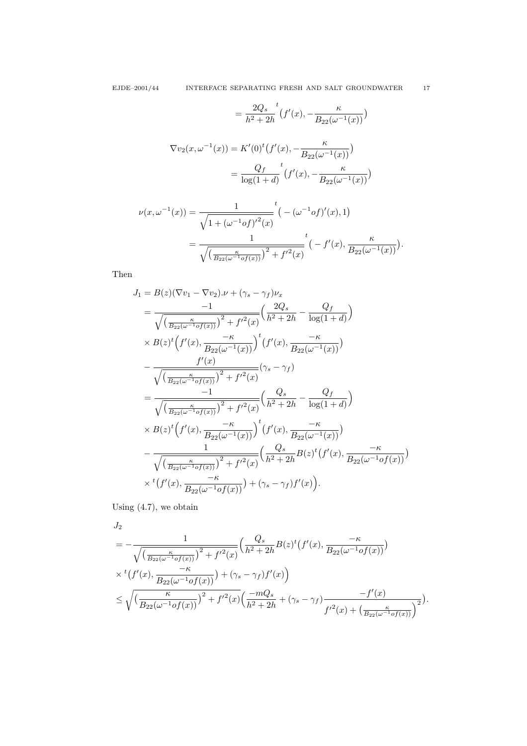$$= \frac{2Q_s}{h^2+2h}{}^t\big(f'(x), -\frac{\kappa}{B_{22}(\omega^{-1}(x))}\big)$$

$$\begin{aligned}
\nabla v_2(x,\omega^{-1}(x)) &= K'(0)^t\big(f'(x), -\frac{\kappa}{B_{22}(\omega^{-1}(x))}\big)\\
&= \frac{Q_f}{\log(1+d)}{}^t\big(f'(x), -\frac{\kappa}{B_{22}(\omega^{-1}(x))}\big)
\end{aligned}$$

$$\begin{aligned}
\nu(x,\omega^{-1}(x)) &= \frac{1}{\sqrt{1+{(\omega^{-1}of)'}^2(x)}}{}^t\big(-(\omega^{-1}of)'(x), 1\big)\\
&= \frac{1}{\sqrt{\big(\frac{\kappa}{B_{22}(\omega^{-1}of(x))}\big)^2+f'^2(x)}}{}^t\big(-f'(x), \frac{\kappa}{B_{22}(\omega^{-1}(x))}\big).
\end{aligned}$$

Then

$$\begin{aligned}
J_1 &= B(z)(\nabla v_1 - \nabla v_2).\nu + (\gamma_s-\gamma_f)\nu_x\\
&= \frac{-1}{\sqrt{\big(\frac{\kappa}{B_{22}(\omega^{-1}of(x))}\big)^2+f'^2(x)}}\Big(\frac{2Q_s}{h^2+2h}-\frac{Q_f}{\log(1+d)}\Big)\\
&\quad\times B(z)^t\Big(f'(x), \frac{-\kappa}{B_{22}(\omega^{-1}(x))}\Big)^t\big(f'(x), \frac{-\kappa}{B_{22}(\omega^{-1}(x))}\big)\\
&\quad-\frac{f'(x)}{\sqrt{\big(\frac{\kappa}{B_{22}(\omega^{-1}of(x))}\big)^2+f'^2(x)}}(\gamma_s-\gamma_f)\\
&= \frac{-1}{\sqrt{\big(\frac{\kappa}{B_{22}(\omega^{-1}of(x))}\big)^2+f'^2(x)}}\Big(\frac{Q_s}{h^2+2h}-\frac{Q_f}{\log(1+d)}\Big)\\
&\quad\times B(z)^t\Big(f'(x), \frac{-\kappa}{B_{22}(\omega^{-1}(x))}\Big)^t\big(f'(x), \frac{-\kappa}{B_{22}(\omega^{-1}(x))}\big)\\
&\quad-\frac{1}{\sqrt{\big(\frac{\kappa}{B_{22}(\omega^{-1}of(x))}\big)^2+f'^2(x)}}\Big(\frac{Q_s}{h^2+2h}B(z)^t\big(f'(x), \frac{-\kappa}{B_{22}(\omega^{-1}of(x))}\big)\\
&\quad\times {}^t\big(f'(x), \frac{-\kappa}{B_{22}(\omega^{-1}of(x))}\big)+(\gamma_s-\gamma_f)f'(x)\Big).
\end{aligned}$$

Using (4.7), we obtain

$$\begin{aligned}
&J_2\\
&= -\frac{1}{\sqrt{\big(\frac{\kappa}{B_{22}(\omega^{-1}of(x))}\big)^2+f'^2(x)}}\Big(\frac{Q_s}{h^2+2h}B(z)^t\big(f'(x), \frac{-\kappa}{B_{22}(\omega^{-1}of(x))}\big)\\
&\quad\times {}^t\big(f'(x), \frac{-\kappa}{B_{22}(\omega^{-1}of(x))}\big)+(\gamma_s-\gamma_f)f'(x)\Big)\\
&\le \sqrt{\big(\frac{\kappa}{B_{22}(\omega^{-1}of(x))}\big)^2+f'^2(x)}\Big(\frac{-mQ_s}{h^2+2h}+(\gamma_s-\gamma_f)\frac{-f'(x)}{f'^2(x)+\big(\frac{\kappa}{B_{22}(\omega^{-1}of(x))}\big)^2}\Big).
\end{aligned}$$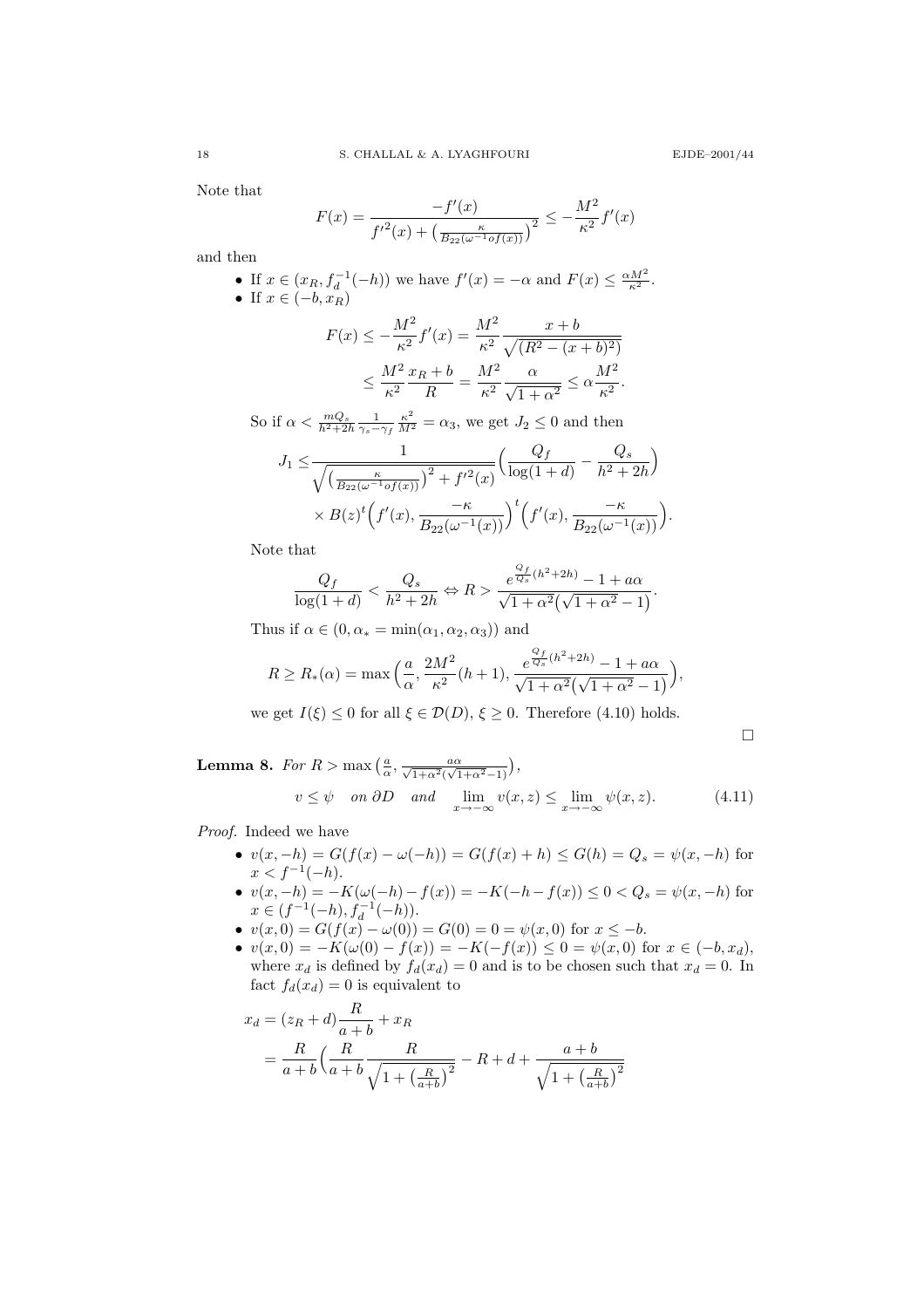Note that

$$F(x) = \frac{-f'(x)}{f'^2(x) + \big(\frac{\kappa}{B_{22}(\omega^{-1} o f(x))}\big)^2} \le -\frac{M^2}{\kappa^2} f'(x)$$

and then

- If $x \in (x_R, f_d^{-1}(-h))$ we have $f'(x) = -\alpha$ and $F(x) \le \frac{\alpha M^2}{\kappa^2}$.
- If $x \in (-b, x_R)$

$$\begin{aligned}
F(x) &\le -\frac{M^2}{\kappa^2} f'(x) = \frac{M^2}{\kappa^2} \frac{x+b}{\sqrt{(R^2 - (x+b)^2)}} \\
&\le \frac{M^2}{\kappa^2} \frac{x_R + b}{R} = \frac{M^2}{\kappa^2} \frac{\alpha}{\sqrt{1+\alpha^2}} \le \alpha \frac{M^2}{\kappa^2}.
\end{aligned}$$

So if $\alpha < \frac{mQ_s}{h^2+2h} \frac{1}{\gamma_s - \gamma_f} \frac{\kappa^2}{M^2} = \alpha_3$, we get $J_2 \le 0$ and then

$$\begin{aligned}
J_1 \le & \frac{1}{\sqrt{\big(\frac{\kappa}{B_{22}(\omega^{-1} o f(x))}\big)^2 + f'^2(x)}} \Big( \frac{Q_f}{\log(1+d)} - \frac{Q_s}{h^2+2h} \Big) \\
& \times B(z)^t \Big( f'(x), \frac{-\kappa}{B_{22}(\omega^{-1}(x))} \Big)^t \Big( f'(x), \frac{-\kappa}{B_{22}(\omega^{-1}(x))} \Big).
\end{aligned}$$

Note that

$$\frac{Q_f}{\log(1+d)} < \frac{Q_s}{h^2+2h} \Leftrightarrow R > \frac{e^{\frac{Q_f}{Q_s}(h^2+2h)} - 1 + a\alpha}{\sqrt{1+\alpha^2}\big(\sqrt{1+\alpha^2} - 1\big)}.$$

Thus if $\alpha \in (0, \alpha_* = \min(\alpha_1, \alpha_2, \alpha_3))$ and

$$R \ge R_*(\alpha) = \max\Big( \frac{a}{\alpha}, \frac{2M^2}{\kappa^2}(h+1), \frac{e^{\frac{Q_f}{Q_s}(h^2+2h)} - 1 + a\alpha}{\sqrt{1+\alpha^2}\big(\sqrt{1+\alpha^2} - 1\big)} \Big),$$

we get $I(\xi) \le 0$ for all $\xi \in \mathcal{D}(D)$, $\xi \ge 0$. Therefore (4.10) holds. □

**Lemma 8.** *For* $R > \max\big(\frac{a}{\alpha}, \frac{a\alpha}{\sqrt{1+\alpha^2}(\sqrt{1+\alpha^2}-1)}\big)$,

$$v \le \psi \quad \text{on } \partial D \quad \text{and} \quad \lim_{x \to -\infty} v(x,z) \le \lim_{x \to -\infty} \psi(x,z). \tag{4.11}$$

*Proof.* Indeed we have

- $v(x,-h) = G(f(x) - \omega(-h)) = G(f(x) + h) \le G(h) = Q_s = \psi(x,-h)$ for $x < f^{-1}(-h)$.
- $v(x,-h) = -K(\omega(-h) - f(x)) = -K(-h - f(x)) \le 0 < Q_s = \psi(x,-h)$ for $x \in (f^{-1}(-h), f_d^{-1}(-h))$.
- $v(x,0) = G(f(x) - \omega(0)) = G(0) = 0 = \psi(x,0)$ for $x \le -b$.
- $v(x,0) = -K(\omega(0) - f(x)) = -K(-f(x)) \le 0 = \psi(x,0)$ for $x \in (-b, x_d)$, where $x_d$ is defined by $f_d(x_d) = 0$ and is to be chosen such that $x_d = 0$. In fact $f_d(x_d) = 0$ is equivalent to

$$\begin{aligned}
x_d &= (z_R + d)\frac{R}{a+b} + x_R \\
&= \frac{R}{a+b}\Big( \frac{R}{a+b} \frac{R}{\sqrt{1 + \big(\frac{R}{a+b}\big)^2}} - R + d + \frac{a+b}{\sqrt{1 + \big(\frac{R}{a+b}\big)^2}}
\end{aligned}$$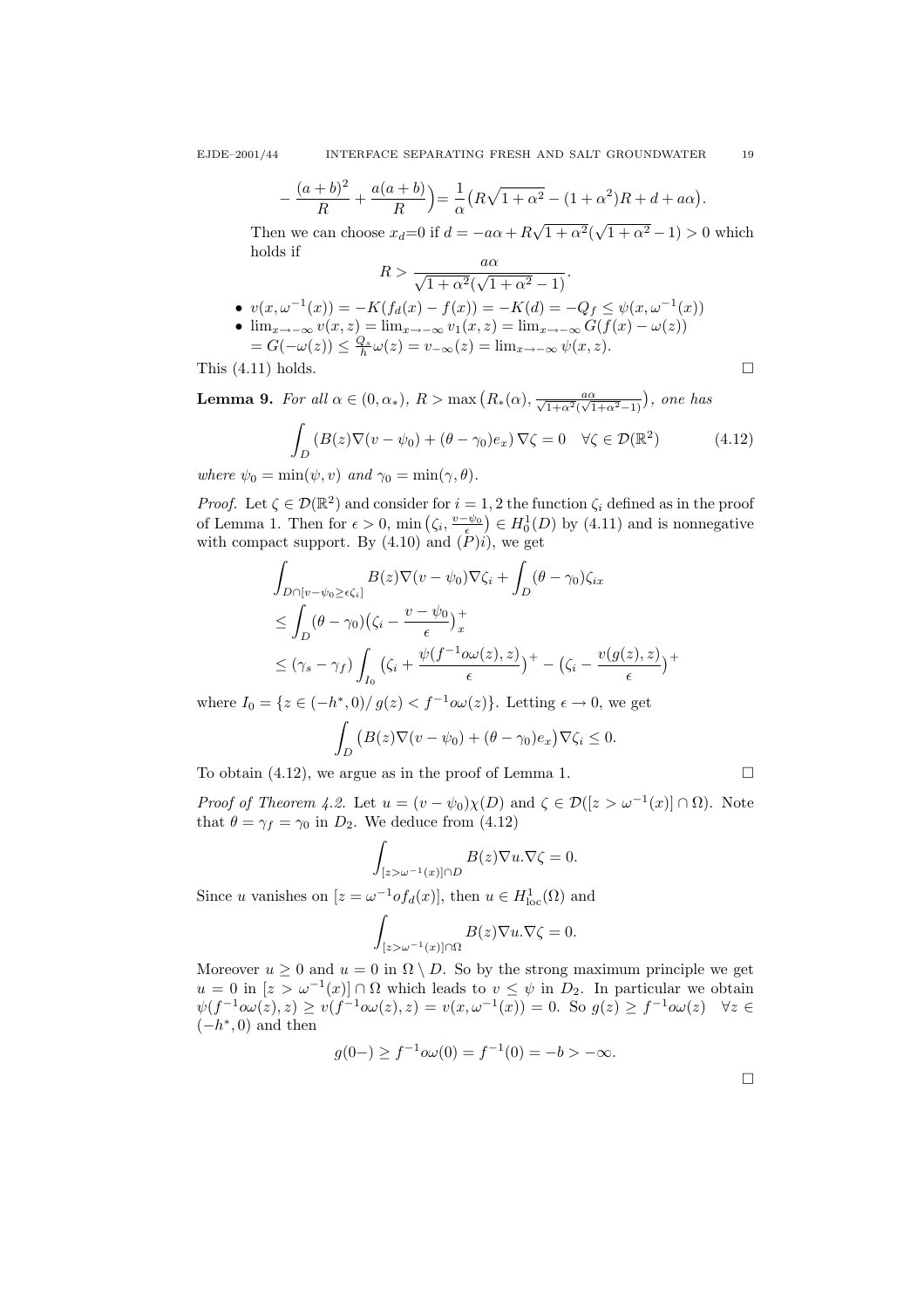$$-\frac{(a+b)^2}{R}+\frac{a(a+b)}{R}\Big)=\frac{1}{\alpha}\big(R\sqrt{1+\alpha^2}-(1+\alpha^2)R+d+a\alpha\big).$$

Then we can choose $x_d$=0 if $d=-a\alpha+R\sqrt{1+\alpha^2}(\sqrt{1+\alpha^2}-1)>0$ which holds if

$$R>\frac{a\alpha}{\sqrt{1+\alpha^2}(\sqrt{1+\alpha^2}-1)}.$$

- $v(x,\omega^{-1}(x))=-K(f_d(x)-f(x))=-K(d)=-Q_f\le\psi(x,\omega^{-1}(x))$
- $\lim_{x\to-\infty}v(x,z)=\lim_{x\to-\infty}v_1(x,z)=\lim_{x\to-\infty}G(f(x)-\omega(z))$
$=G(-\omega(z))\le\frac{Q_s}{h}\omega(z)=v_{-\infty}(z)=\lim_{x\to-\infty}\psi(x,z).$

This (4.11) holds. □

**Lemma 9.** *For all $\alpha\in(0,\alpha_*)$, $R>\max\big(R_*(\alpha),\frac{a\alpha}{\sqrt{1+\alpha^2}(\sqrt{1+\alpha^2}-1)}\big)$, one has*

$$\int_D\left(B(z)\nabla(v-\psi_0)+(\theta-\gamma_0)e_x\right)\nabla\zeta=0\quad\forall\zeta\in\mathcal{D}(\mathbb{R}^2)\tag{4.12}$$

*where $\psi_0=\min(\psi,v)$ and $\gamma_0=\min(\gamma,\theta)$.*

*Proof.* Let $\zeta\in\mathcal{D}(\mathbb{R}^2)$ and consider for $i=1,2$ the function $\zeta_i$ defined as in the proof of Lemma 1. Then for $\epsilon>0$, $\min\big(\zeta_i,\frac{v-\psi_0}{\epsilon}\big)\in H_0^1(D)$ by (4.11) and is nonnegative with compact support. By (4.10) and $(P)i)$, we get

$$\begin{aligned}&\int_{D\cap[v-\psi_0\ge\epsilon\zeta_i]}B(z)\nabla(v-\psi_0)\nabla\zeta_i+\int_D(\theta-\gamma_0)\zeta_{ix}\\&\le\int_D(\theta-\gamma_0)\big(\zeta_i-\frac{v-\psi_0}{\epsilon}\big)^+_x\\&\le(\gamma_s-\gamma_f)\int_{I_0}\big(\zeta_i+\frac{\psi(f^{-1}o\omega(z),z)}{\epsilon}\big)^+-\big(\zeta_i-\frac{v(g(z),z)}{\epsilon}\big)^+\end{aligned}$$

where $I_0=\{z\in(-h^*,0)/\,g(z)<f^{-1}o\omega(z)\}$. Letting $\epsilon\to0$, we get

$$\int_D\big(B(z)\nabla(v-\psi_0)+(\theta-\gamma_0)e_x\big)\nabla\zeta_i\le0.$$

To obtain (4.12), we argue as in the proof of Lemma 1. □

*Proof of Theorem 4.2.* Let $u=(v-\psi_0)\chi(D)$ and $\zeta\in\mathcal{D}([z>\omega^{-1}(x)]\cap\Omega)$. Note that $\theta=\gamma_f=\gamma_0$ in $D_2$. We deduce from (4.12)

$$\int_{[z>\omega^{-1}(x)]\cap D}B(z)\nabla u.\nabla\zeta=0.$$

Since $u$ vanishes on $[z=\omega^{-1}of_d(x)]$, then $u\in H^1_{\rm loc}(\Omega)$ and

$$\int_{[z>\omega^{-1}(x)]\cap\Omega}B(z)\nabla u.\nabla\zeta=0.$$

Moreover $u\ge0$ and $u=0$ in $\Omega\setminus D$. So by the strong maximum principle we get $u=0$ in $[z>\omega^{-1}(x)]\cap\Omega$ which leads to $v\le\psi$ in $D_2$. In particular we obtain $\psi(f^{-1}o\omega(z),z)\ge v(f^{-1}o\omega(z),z)=v(x,\omega^{-1}(x))=0$. So $g(z)\ge f^{-1}o\omega(z)\quad\forall z\in(-h^*,0)$ and then

$$g(0-)\ge f^{-1}o\omega(0)=f^{-1}(0)=-b>-\infty.$$

□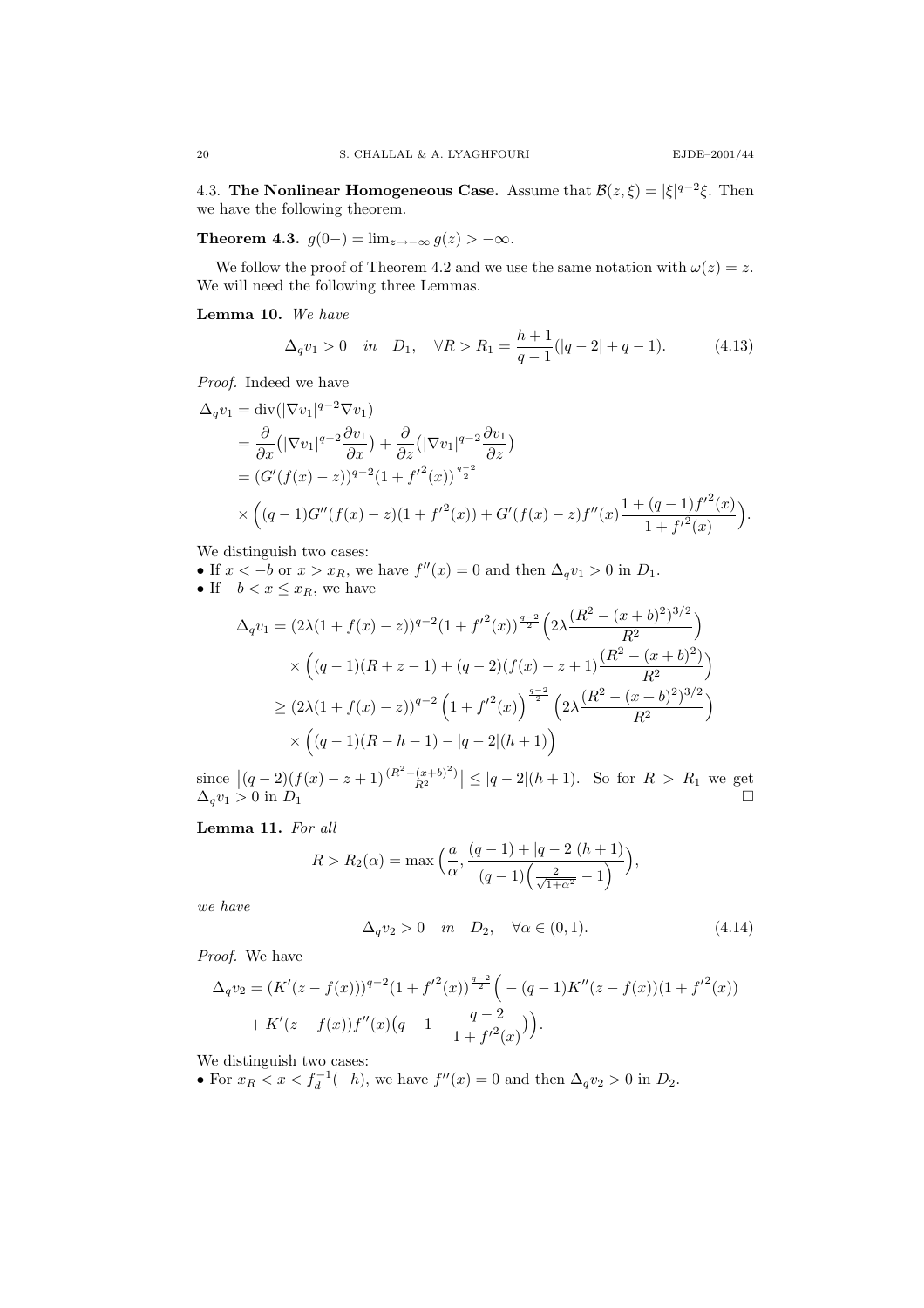### 4.3. **The Nonlinear Homogeneous Case.**

Assume that $\mathcal{B}(z,\xi) = |\xi|^{q-2}\xi$. Then we have the following theorem.

**Theorem 4.3.** $g(0-) = \lim_{z\to-\infty} g(z) > -\infty$.

We follow the proof of Theorem 4.2 and we use the same notation with $\omega(z) = z$. We will need the following three Lemmas.

**Lemma 10.** *We have*

$$\Delta_q v_1 > 0 \quad in \quad D_1, \quad \forall R > R_1 = \frac{h+1}{q-1}(|q-2| + q - 1). \tag{4.13}$$

*Proof.* Indeed we have

$$\begin{aligned}
\Delta_q v_1 &= \operatorname{div}(|\nabla v_1|^{q-2}\nabla v_1)\\
&= \frac{\partial}{\partial x}\big(|\nabla v_1|^{q-2}\frac{\partial v_1}{\partial x}\big) + \frac{\partial}{\partial z}\big(|\nabla v_1|^{q-2}\frac{\partial v_1}{\partial z}\big)\\
&= (G'(f(x)-z))^{q-2}(1+f'^2(x))^{\frac{q-2}{2}}\\
&\quad\times\Big((q-1)G''(f(x)-z)(1+f'^2(x)) + G'(f(x)-z)f''(x)\frac{1+(q-1)f'^2(x)}{1+f'^2(x)}\Big).
\end{aligned}$$

We distinguish two cases:

- If $x < -b$ or $x > x_R$, we have $f''(x) = 0$ and then $\Delta_q v_1 > 0$ in $D_1$.
- If $-b < x \le x_R$, we have

$$\begin{aligned}
\Delta_q v_1 &= (2\lambda(1+f(x)-z))^{q-2}(1+f'^2(x))^{\frac{q-2}{2}}\Big(2\lambda\frac{(R^2-(x+b)^2)^{3/2}}{R^2}\Big)\\
&\quad\times\Big((q-1)(R+z-1) + (q-2)(f(x)-z+1)\frac{(R^2-(x+b)^2)}{R^2}\Big)\\
&\ge (2\lambda(1+f(x)-z))^{q-2}\Big(1+f'^2(x)\Big)^{\frac{q-2}{2}}\Big(2\lambda\frac{(R^2-(x+b)^2)^{3/2}}{R^2}\Big)\\
&\quad\times\Big((q-1)(R-h-1) - |q-2|(h+1)\Big)
\end{aligned}$$

since $\big|(q-2)(f(x)-z+1)\frac{(R^2-(x+b)^2)}{R^2}\big| \le |q-2|(h+1)$. So for $R > R_1$ we get $\Delta_q v_1 > 0$ in $D_1$ $\square$

**Lemma 11.** *For all*

$$R > R_2(\alpha) = \max\Big(\frac{a}{\alpha}, \frac{(q-1)+|q-2|(h+1)}{(q-1)\Big(\frac{2}{\sqrt{1+\alpha^2}}-1\Big)}\Big),$$

*we have*

$$\Delta_q v_2 > 0 \quad in \quad D_2, \quad \forall \alpha \in (0,1). \tag{4.14}$$

*Proof.* We have

$$\begin{aligned}
\Delta_q v_2 &= (K'(z-f(x)))^{q-2}(1+f'^2(x))^{\frac{q-2}{2}}\Big(-(q-1)K''(z-f(x))(1+f'^2(x))\\
&\quad + K'(z-f(x))f''(x)\big(q-1-\frac{q-2}{1+f'^2(x)}\big)\Big).
\end{aligned}$$

We distinguish two cases:

- For $x_R < x < f_d^{-1}(-h)$, we have $f''(x) = 0$ and then $\Delta_q v_2 > 0$ in $D_2$.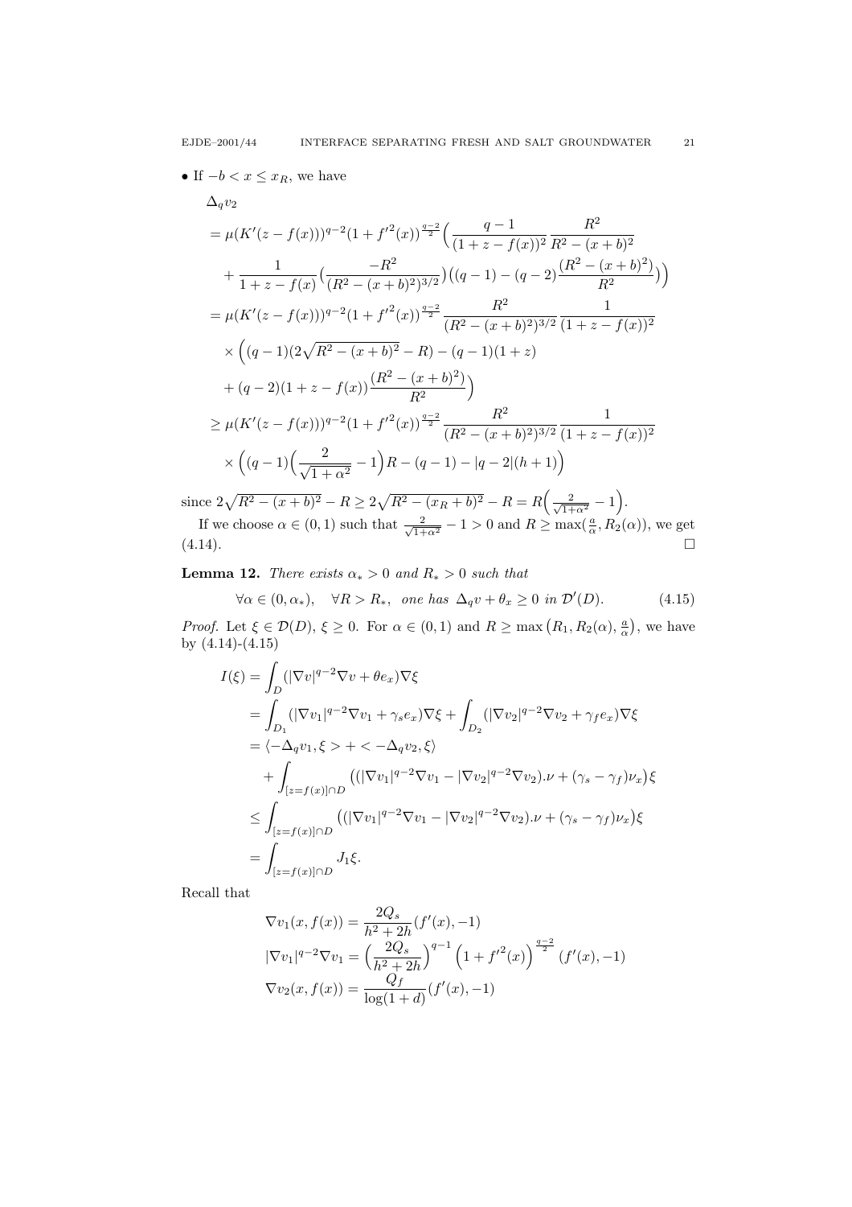- If $-b < x \le x_R$, we have

$$
\begin{aligned}
&\Delta_q v_2 \\
&= \mu(K'(z-f(x)))^{q-2}(1+{f'}^2(x))^{\frac{q-2}{2}}\Big(\frac{q-1}{(1+z-f(x))^2}\frac{R^2}{R^2-(x+b)^2} \\
&\quad + \frac{1}{1+z-f(x)}\Big(\frac{-R^2}{(R^2-(x+b)^2)^{3/2}}\Big)\Big((q-1)-(q-2)\frac{(R^2-(x+b)^2)}{R^2}\Big)\Big) \\
&= \mu(K'(z-f(x)))^{q-2}(1+{f'}^2(x))^{\frac{q-2}{2}}\frac{R^2}{(R^2-(x+b)^2)^{3/2}}\frac{1}{(1+z-f(x))^2} \\
&\quad \times \Big((q-1)(2\sqrt{R^2-(x+b)^2}-R)-(q-1)(1+z) \\
&\quad + (q-2)(1+z-f(x))\frac{(R^2-(x+b)^2)}{R^2}\Big) \\
&\ge \mu(K'(z-f(x)))^{q-2}(1+{f'}^2(x))^{\frac{q-2}{2}}\frac{R^2}{(R^2-(x+b)^2)^{3/2}}\frac{1}{(1+z-f(x))^2} \\
&\quad \times \Big((q-1)\Big(\frac{2}{\sqrt{1+\alpha^2}}-1\Big)R-(q-1)-|q-2|(h+1)\Big)
\end{aligned}
$$

since $2\sqrt{R^2-(x+b)^2}-R \ge 2\sqrt{R^2-(x_R+b)^2}-R = R\Big(\frac{2}{\sqrt{1+\alpha^2}}-1\Big)$.

If we choose $\alpha \in (0,1)$ such that $\frac{2}{\sqrt{1+\alpha^2}}-1>0$ and $R \ge \max(\frac{a}{\alpha}, R_2(\alpha))$, we get (4.14). $\square$

**Lemma 12.** *There exists $\alpha_*>0$ and $R_*>0$ such that*

$$
\forall \alpha \in (0,\alpha_*), \quad \forall R > R_*, \ \text{ one has } \Delta_q v + \theta_x \ge 0 \text{ in } \mathcal{D}'(D). \tag{4.15}
$$

*Proof.* Let $\xi \in \mathcal{D}(D)$, $\xi \ge 0$. For $\alpha \in (0,1)$ and $R \ge \max\big(R_1, R_2(\alpha), \frac{a}{\alpha}\big)$, we have by (4.14)-(4.15)

$$
\begin{aligned}
I(\xi) &= \int_D (|\nabla v|^{q-2}\nabla v + \theta e_x)\nabla\xi \\
&= \int_{D_1}(|\nabla v_1|^{q-2}\nabla v_1 + \gamma_s e_x)\nabla\xi + \int_{D_2}(|\nabla v_2|^{q-2}\nabla v_2 + \gamma_f e_x)\nabla\xi \\
&= \langle -\Delta_q v_1, \xi> + < -\Delta_q v_2, \xi\rangle \\
&\quad + \int_{[z=f(x)]\cap D}\big((|\nabla v_1|^{q-2}\nabla v_1 - |\nabla v_2|^{q-2}\nabla v_2).\nu + (\gamma_s-\gamma_f)\nu_x\big)\xi \\
&\le \int_{[z=f(x)]\cap D}\big((|\nabla v_1|^{q-2}\nabla v_1 - |\nabla v_2|^{q-2}\nabla v_2).\nu + (\gamma_s-\gamma_f)\nu_x\big)\xi \\
&= \int_{[z=f(x)]\cap D} J_1\xi.
\end{aligned}
$$

Recall that

$$
\begin{aligned}
\nabla v_1(x,f(x)) &= \frac{2Q_s}{h^2+2h}(f'(x),-1) \\
|\nabla v_1|^{q-2}\nabla v_1 &= \Big(\frac{2Q_s}{h^2+2h}\Big)^{q-1}\Big(1+{f'}^2(x)\Big)^{\frac{q-2}{2}}(f'(x),-1) \\
\nabla v_2(x,f(x)) &= \frac{Q_f}{\log(1+d)}(f'(x),-1)
\end{aligned}
$$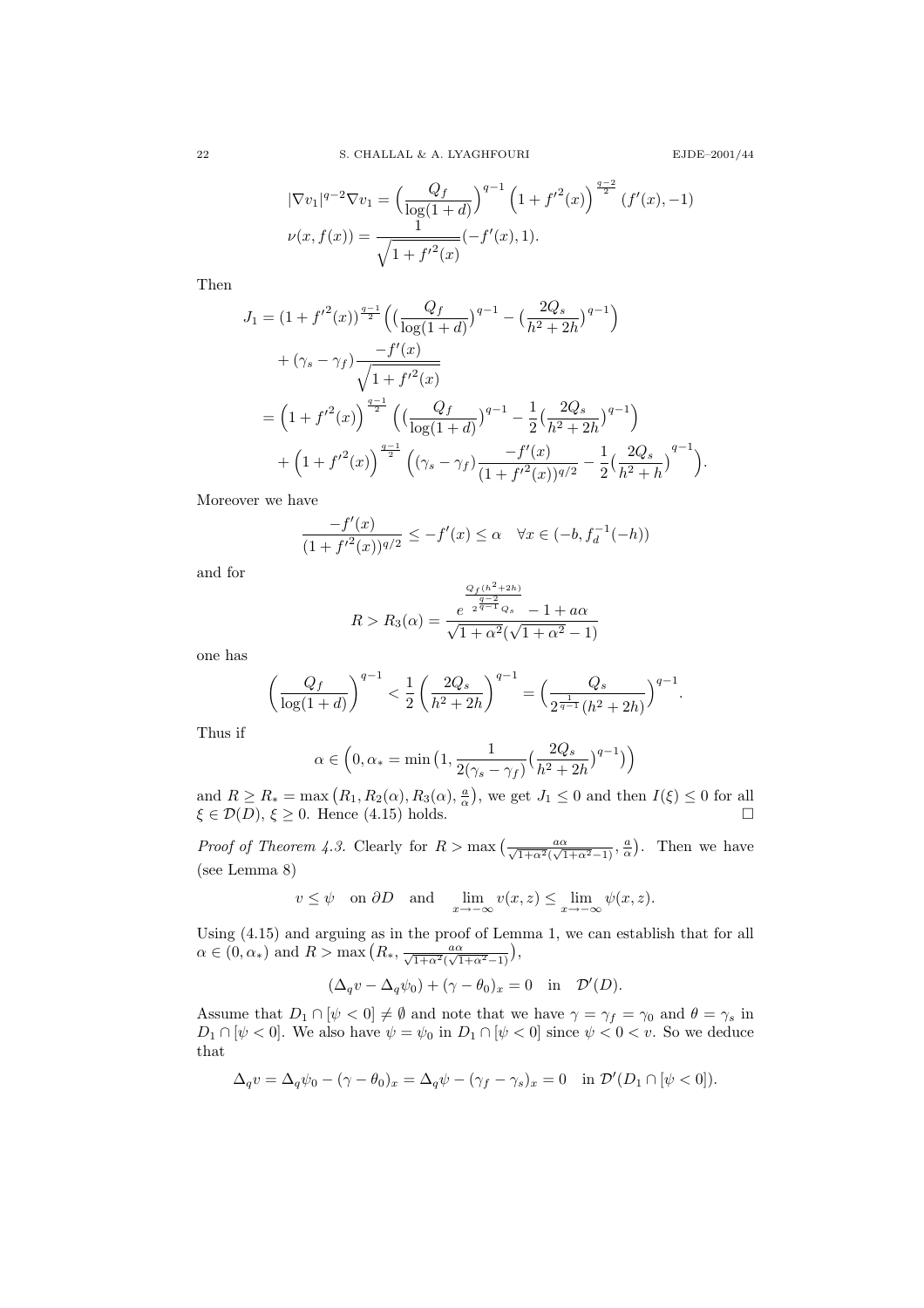$$|\nabla v_1|^{q-2}\nabla v_1 = \Big(\frac{Q_f}{\log(1+d)}\Big)^{q-1}\Big(1+{f'}^2(x)\Big)^{\frac{q-2}{2}}(f'(x),-1)$$
$$\nu(x,f(x)) = \frac{1}{\sqrt{1+{f'}^2(x)}}(-f'(x),1).$$

Then

$$\begin{aligned}
J_1 &= (1+{f'}^2(x))^{\frac{q-1}{2}}\Big(\big(\frac{Q_f}{\log(1+d)}\big)^{q-1} - \big(\frac{2Q_s}{h^2+2h}\big)^{q-1}\Big)\\
&\quad + (\gamma_s-\gamma_f)\frac{-f'(x)}{\sqrt{1+{f'}^2(x)}}\\
&= \Big(1+{f'}^2(x)\Big)^{\frac{q-1}{2}}\Big(\big(\frac{Q_f}{\log(1+d)}\big)^{q-1} - \frac{1}{2}\big(\frac{2Q_s}{h^2+2h}\big)^{q-1}\Big)\\
&\quad + \Big(1+{f'}^2(x)\Big)^{\frac{q-1}{2}}\Big((\gamma_s-\gamma_f)\frac{-f'(x)}{(1+{f'}^2(x))^{q/2}} - \frac{1}{2}\big(\frac{2Q_s}{h^2+h}\big)^{q-1}\Big).
\end{aligned}$$

Moreover we have

$$\frac{-f'(x)}{(1+{f'}^2(x))^{q/2}} \le -f'(x) \le \alpha \quad \forall x \in (-b, f_d^{-1}(-h))$$

and for

$$R > R_3(\alpha) = \frac{e^{\frac{Q_f(h^2+2h)}{2^{\frac{q-2}{q-1}}Q_s}} - 1 + a\alpha}{\sqrt{1+\alpha^2}(\sqrt{1+\alpha^2}-1)}$$

one has

$$\left(\frac{Q_f}{\log(1+d)}\right)^{q-1} < \frac{1}{2}\left(\frac{2Q_s}{h^2+2h}\right)^{q-1} = \Big(\frac{Q_s}{2^{\frac{1}{q-1}}(h^2+2h)}\Big)^{q-1}.$$

Thus if

$$\alpha \in \Big(0, \alpha_* = \min\big(1, \frac{1}{2(\gamma_s-\gamma_f)}\big(\frac{2Q_s}{h^2+2h}\big)^{q-1}\big)\Big)$$

and $R \ge R_* = \max\big(R_1, R_2(\alpha), R_3(\alpha), \frac{a}{\alpha}\big)$, we get $J_1 \le 0$ and then $I(\xi) \le 0$ for all $\xi \in \mathcal{D}(D)$, $\xi \ge 0$. Hence (4.15) holds. □

*Proof of Theorem 4.3.* Clearly for $R > \max\big(\frac{a\alpha}{\sqrt{1+\alpha^2}(\sqrt{1+\alpha^2}-1)}, \frac{a}{\alpha}\big)$. Then we have (see Lemma 8)

$$v \le \psi \quad \text{on } \partial D \quad \text{and} \quad \lim_{x\to-\infty} v(x,z) \le \lim_{x\to-\infty}\psi(x,z).$$

Using (4.15) and arguing as in the proof of Lemma 1, we can establish that for all $\alpha \in (0,\alpha_*)$ and $R > \max\big(R_*, \frac{a\alpha}{\sqrt{1+\alpha^2}(\sqrt{1+\alpha^2}-1)}\big)$,

$$(\Delta_q v - \Delta_q \psi_0) + (\gamma - \theta_0)_x = 0 \quad \text{in} \quad \mathcal{D}'(D).$$

Assume that $D_1 \cap [\psi < 0] \neq \emptyset$ and note that we have $\gamma = \gamma_f = \gamma_0$ and $\theta = \gamma_s$ in $D_1 \cap [\psi < 0]$. We also have $\psi = \psi_0$ in $D_1 \cap [\psi < 0]$ since $\psi < 0 < v$. So we deduce that

$$\Delta_q v = \Delta_q \psi_0 - (\gamma - \theta_0)_x = \Delta_q \psi - (\gamma_f - \gamma_s)_x = 0 \quad \text{in } \mathcal{D}'(D_1 \cap [\psi < 0]).$$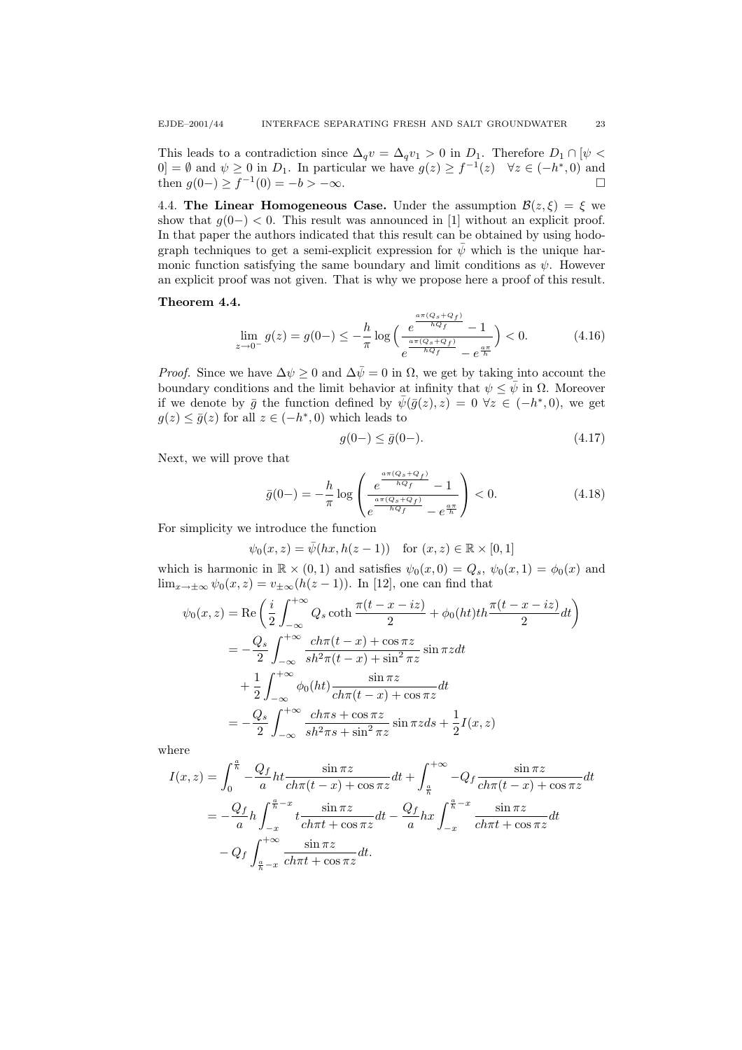This leads to a contradiction since $\Delta_q v = \Delta_q v_1 > 0$ in $D_1$. Therefore $D_1 \cap [\psi < 0] = \emptyset$ and $\psi \geq 0$ in $D_1$. In particular we have $g(z) \geq f^{-1}(z) \quad \forall z \in (-h^*, 0)$ and then $g(0-) \geq f^{-1}(0) = -b > -\infty$. $\square$

4.4. **The Linear Homogeneous Case.** Under the assumption $\mathcal{B}(z,\xi) = \xi$ we show that $g(0-) < 0$. This result was announced in [1] without an explicit proof. In that paper the authors indicated that this result can be obtained by using hodograph techniques to get a semi-explicit expression for $\bar{\psi}$ which is the unique harmonic function satisfying the same boundary and limit conditions as $\psi$. However an explicit proof was not given. That is why we propose here a proof of this result.

**Theorem 4.4.**

$$\lim_{z\to 0^-} g(z) = g(0-) \leq -\frac{h}{\pi}\log\Big(\frac{e^{\frac{a\pi(Q_s+Q_f)}{hQ_f}}-1}{e^{\frac{a\pi(Q_s+Q_f)}{hQ_f}}-e^{\frac{a\pi}{h}}}\Big) < 0. \tag{4.16}$$

*Proof.* Since we have $\Delta\psi \geq 0$ and $\Delta\bar{\psi} = 0$ in $\Omega$, we get by taking into account the boundary conditions and the limit behavior at infinity that $\psi \leq \bar{\psi}$ in $\Omega$. Moreover if we denote by $\bar{g}$ the function defined by $\bar{\psi}(\bar{g}(z), z) = 0 \ \forall z \in (-h^*, 0)$, we get $g(z) \leq \bar{g}(z)$ for all $z \in (-h^*, 0)$ which leads to

$$g(0-) \leq \bar{g}(0-). \tag{4.17}$$

Next, we will prove that

$$\bar{g}(0-) = -\frac{h}{\pi}\log\left(\frac{e^{\frac{a\pi(Q_s+Q_f)}{hQ_f}}-1}{e^{\frac{a\pi(Q_s+Q_f)}{hQ_f}}-e^{\frac{a\pi}{h}}}\right) < 0. \tag{4.18}$$

For simplicity we introduce the function

$$\psi_0(x,z) = \bar{\psi}(hx, h(z-1)) \quad \text{for } (x,z) \in \mathbb{R}\times[0,1]$$

which is harmonic in $\mathbb{R}\times(0,1)$ and satisfies $\psi_0(x,0) = Q_s$, $\psi_0(x,1) = \phi_0(x)$ and $\lim_{x\to\pm\infty}\psi_0(x,z) = v_{\pm\infty}(h(z-1))$. In [12], one can find that

$$\begin{aligned}
\psi_0(x,z) &= \operatorname{Re}\Big(\frac{i}{2}\int_{-\infty}^{+\infty} Q_s \coth\frac{\pi(t-x-iz)}{2} + \phi_0(ht)th\frac{\pi(t-x-iz)}{2}dt\Big)\\
&= -\frac{Q_s}{2}\int_{-\infty}^{+\infty}\frac{ch\pi(t-x)+\cos\pi z}{sh^2\pi(t-x)+\sin^2\pi z}\sin\pi z dt\\
&\quad + \frac{1}{2}\int_{-\infty}^{+\infty}\phi_0(ht)\frac{\sin\pi z}{ch\pi(t-x)+\cos\pi z}dt\\
&= -\frac{Q_s}{2}\int_{-\infty}^{+\infty}\frac{ch\pi s+\cos\pi z}{sh^2\pi s+\sin^2\pi z}\sin\pi z ds + \frac{1}{2}I(x,z)
\end{aligned}$$

where

$$\begin{aligned}
I(x,z) &= \int_0^{\frac{a}{h}} -\frac{Q_f}{a}ht\frac{\sin\pi z}{ch\pi(t-x)+\cos\pi z}dt + \int_{\frac{a}{h}}^{+\infty} -Q_f\frac{\sin\pi z}{ch\pi(t-x)+\cos\pi z}dt\\
&= -\frac{Q_f}{a}h\int_{-x}^{\frac{a}{h}-x} t\frac{\sin\pi z}{ch\pi t+\cos\pi z}dt - \frac{Q_f}{a}hx\int_{-x}^{\frac{a}{h}-x}\frac{\sin\pi z}{ch\pi t+\cos\pi z}dt\\
&\quad - Q_f\int_{\frac{a}{h}-x}^{+\infty}\frac{\sin\pi z}{ch\pi t+\cos\pi z}dt.
\end{aligned}$$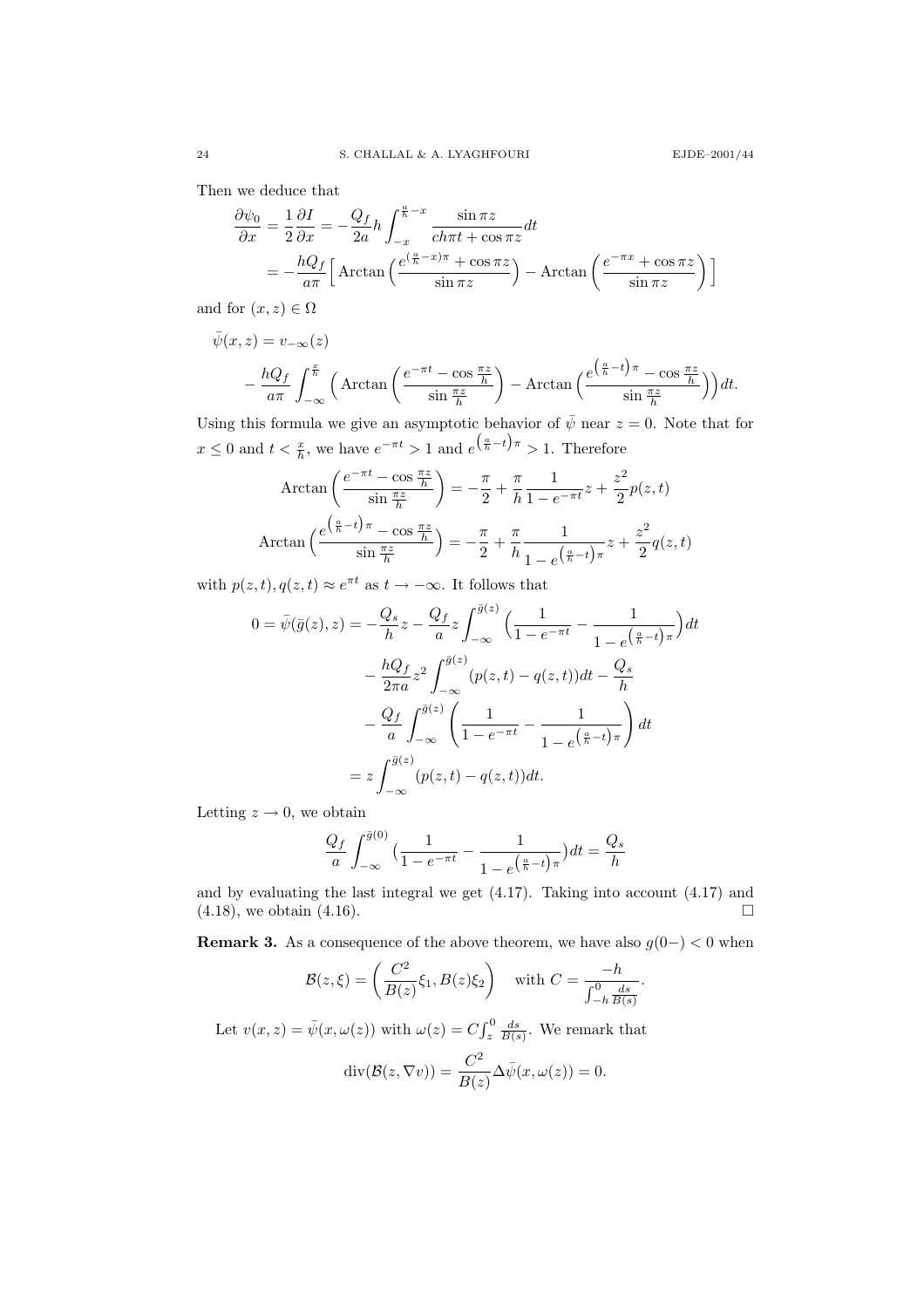Then we deduce that

$$\frac{\partial \psi_0}{\partial x} = \frac{1}{2}\frac{\partial I}{\partial x} = -\frac{Q_f}{2a} h \int_{-x}^{\frac{a}{h}-x} \frac{\sin \pi z}{ch\pi t + \cos \pi z} dt$$

$$= -\frac{hQ_f}{a\pi}\Big[ \operatorname{Arctan}\Big(\frac{e^{(\frac{a}{h}-x)\pi} + \cos \pi z}{\sin \pi z}\Big) - \operatorname{Arctan}\Big(\frac{e^{-\pi x} + \cos \pi z}{\sin \pi z}\Big)\Big]$$

and for $(x, z) \in \Omega$

$$\bar{\psi}(x, z) = v_{-\infty}(z)$$

$$- \frac{hQ_f}{a\pi} \int_{-\infty}^{\frac{x}{h}} \Big( \operatorname{Arctan}\Big(\frac{e^{-\pi t} - \cos \frac{\pi z}{h}}{\sin \frac{\pi z}{h}}\Big) - \operatorname{Arctan}\Big(\frac{e^{\left(\frac{a}{h}-t\right)\pi} - \cos \frac{\pi z}{h}}{\sin \frac{\pi z}{h}}\Big)\Big) dt.$$

Using this formula we give an asymptotic behavior of $\bar{\psi}$ near $z = 0$. Note that for $x \le 0$ and $t < \frac{x}{h}$, we have $e^{-\pi t} > 1$ and $e^{\left(\frac{a}{h}-t\right)\pi} > 1$. Therefore

$$\operatorname{Arctan}\Big(\frac{e^{-\pi t} - \cos \frac{\pi z}{h}}{\sin \frac{\pi z}{h}}\Big) = -\frac{\pi}{2} + \frac{\pi}{h}\frac{1}{1 - e^{-\pi t}} z + \frac{z^2}{2} p(z, t)$$

$$\operatorname{Arctan}\Big(\frac{e^{\left(\frac{a}{h}-t\right)\pi} - \cos \frac{\pi z}{h}}{\sin \frac{\pi z}{h}}\Big) = -\frac{\pi}{2} + \frac{\pi}{h}\frac{1}{1 - e^{\left(\frac{a}{h}-t\right)\pi}} z + \frac{z^2}{2} q(z, t)$$

with $p(z, t), q(z, t) \approx e^{\pi t}$ as $t \to -\infty$. It follows that

$$\begin{aligned}
0 = \bar{\psi}(\bar{g}(z), z) &= -\frac{Q_s}{h} z - \frac{Q_f}{a} z \int_{-\infty}^{\bar{g}(z)} \Big(\frac{1}{1 - e^{-\pi t}} - \frac{1}{1 - e^{\left(\frac{a}{h}-t\right)\pi}}\Big) dt \\
&\quad - \frac{hQ_f}{2\pi a} z^2 \int_{-\infty}^{\bar{g}(z)} (p(z, t) - q(z, t)) dt - \frac{Q_s}{h} \\
&\quad - \frac{Q_f}{a} \int_{-\infty}^{\bar{g}(z)} \left(\frac{1}{1 - e^{-\pi t}} - \frac{1}{1 - e^{\left(\frac{a}{h}-t\right)\pi}}\right) dt \\
&= z \int_{-\infty}^{\bar{g}(z)} (p(z, t) - q(z, t)) dt.
\end{aligned}$$

Letting $z \to 0$, we obtain

$$\frac{Q_f}{a} \int_{-\infty}^{\bar{g}(0)} \big(\frac{1}{1 - e^{-\pi t}} - \frac{1}{1 - e^{\left(\frac{a}{h}-t\right)\pi}}\big) dt = \frac{Q_s}{h}$$

and by evaluating the last integral we get (4.17). Taking into account (4.17) and (4.18), we obtain (4.16). $\square$

**Remark 3.** As a consequence of the above theorem, we have also $g(0-) < 0$ when

$$\mathcal{B}(z, \xi) = \left(\frac{C^2}{B(z)} \xi_1, B(z) \xi_2\right) \quad \text{with } C = \frac{-h}{\int_{-h}^{0} \frac{ds}{B(s)}}.$$

Let $v(x, z) = \bar{\psi}(x, \omega(z))$ with $\omega(z) = C \int_z^0 \frac{ds}{B(s)}$. We remark that

$$\operatorname{div}(\mathcal{B}(z, \nabla v)) = \frac{C^2}{B(z)} \Delta \bar{\psi}(x, \omega(z)) = 0.$$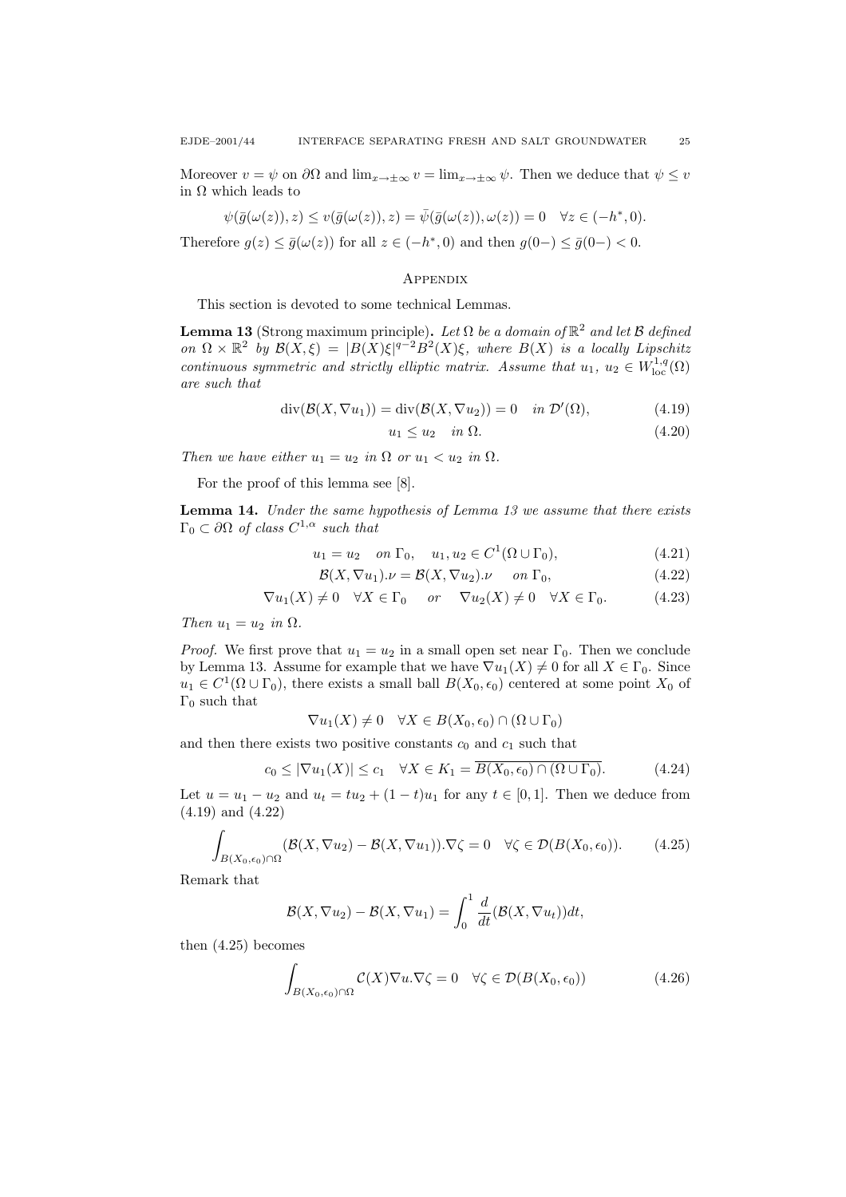Moreover $v = \psi$ on $\partial\Omega$ and $\lim_{x\to\pm\infty} v = \lim_{x\to\pm\infty} \psi$. Then we deduce that $\psi \le v$ in $\Omega$ which leads to

$$\psi(\bar{g}(\omega(z)), z) \le v(\bar{g}(\omega(z)), z) = \bar{\psi}(\bar{g}(\omega(z)), \omega(z)) = 0 \quad \forall z \in (-h^*, 0).$$

Therefore $g(z) \le \bar{g}(\omega(z))$ for all $z \in (-h^*, 0)$ and then $g(0-) \le \bar{g}(0-) < 0$.

## Appendix

This section is devoted to some technical Lemmas.

**Lemma 13** (Strong maximum principle)**.** *Let $\Omega$ be a domain of $\mathbb{R}^2$ and let $\mathcal{B}$ defined on $\Omega \times \mathbb{R}^2$ by $\mathcal{B}(X,\xi) = |B(X)\xi|^{q-2} B^2(X)\xi$, where $B(X)$ is a locally Lipschitz continuous symmetric and strictly elliptic matrix. Assume that $u_1, u_2 \in W^{1,q}_{\mathrm{loc}}(\Omega)$ are such that*

$$\operatorname{div}(\mathcal{B}(X, \nabla u_1)) = \operatorname{div}(\mathcal{B}(X, \nabla u_2)) = 0 \quad \text{in } \mathcal{D}'(\Omega), \tag{4.19}$$

$$u_1 \le u_2 \quad \text{in } \Omega. \tag{4.20}$$

*Then we have either $u_1 = u_2$ in $\Omega$ or $u_1 < u_2$ in $\Omega$.*

For the proof of this lemma see [8].

**Lemma 14.** *Under the same hypothesis of Lemma 13 we assume that there exists $\Gamma_0 \subset \partial\Omega$ of class $C^{1,\alpha}$ such that*

$$u_1 = u_2 \quad \text{on } \Gamma_0, \quad u_1, u_2 \in C^1(\Omega \cup \Gamma_0), \tag{4.21}$$

$$\mathcal{B}(X, \nabla u_1).\nu = \mathcal{B}(X, \nabla u_2).\nu \quad \text{ on } \Gamma_0, \tag{4.22}$$

$$\nabla u_1(X) \neq 0 \quad \forall X \in \Gamma_0 \quad \text{ or } \quad \nabla u_2(X) \neq 0 \quad \forall X \in \Gamma_0. \tag{4.23}$$

*Then $u_1 = u_2$ in $\Omega$.*

*Proof.* We first prove that $u_1 = u_2$ in a small open set near $\Gamma_0$. Then we conclude by Lemma 13. Assume for example that we have $\nabla u_1(X) \neq 0$ for all $X \in \Gamma_0$. Since $u_1 \in C^1(\Omega \cup \Gamma_0)$, there exists a small ball $B(X_0, \epsilon_0)$ centered at some point $X_0$ of $\Gamma_0$ such that

$$\nabla u_1(X) \neq 0 \quad \forall X \in B(X_0, \epsilon_0) \cap (\Omega \cup \Gamma_0)$$

and then there exists two positive constants $c_0$ and $c_1$ such that

$$c_0 \le |\nabla u_1(X)| \le c_1 \quad \forall X \in K_1 = \overline{B(X_0, \epsilon_0) \cap (\Omega \cup \Gamma_0)}. \tag{4.24}$$

Let $u = u_1 - u_2$ and $u_t = t u_2 + (1-t) u_1$ for any $t \in [0,1]$. Then we deduce from (4.19) and (4.22)

$$\int_{B(X_0,\epsilon_0)\cap\Omega} (\mathcal{B}(X, \nabla u_2) - \mathcal{B}(X, \nabla u_1)).\nabla\zeta = 0 \quad \forall \zeta \in \mathcal{D}(B(X_0, \epsilon_0)). \tag{4.25}$$

Remark that

$$\mathcal{B}(X, \nabla u_2) - \mathcal{B}(X, \nabla u_1) = \int_0^1 \frac{d}{dt}(\mathcal{B}(X, \nabla u_t)) dt,$$

then (4.25) becomes

$$\int_{B(X_0,\epsilon_0)\cap\Omega} \mathcal{C}(X)\nabla u.\nabla\zeta = 0 \quad \forall \zeta \in \mathcal{D}(B(X_0, \epsilon_0)) \tag{4.26}$$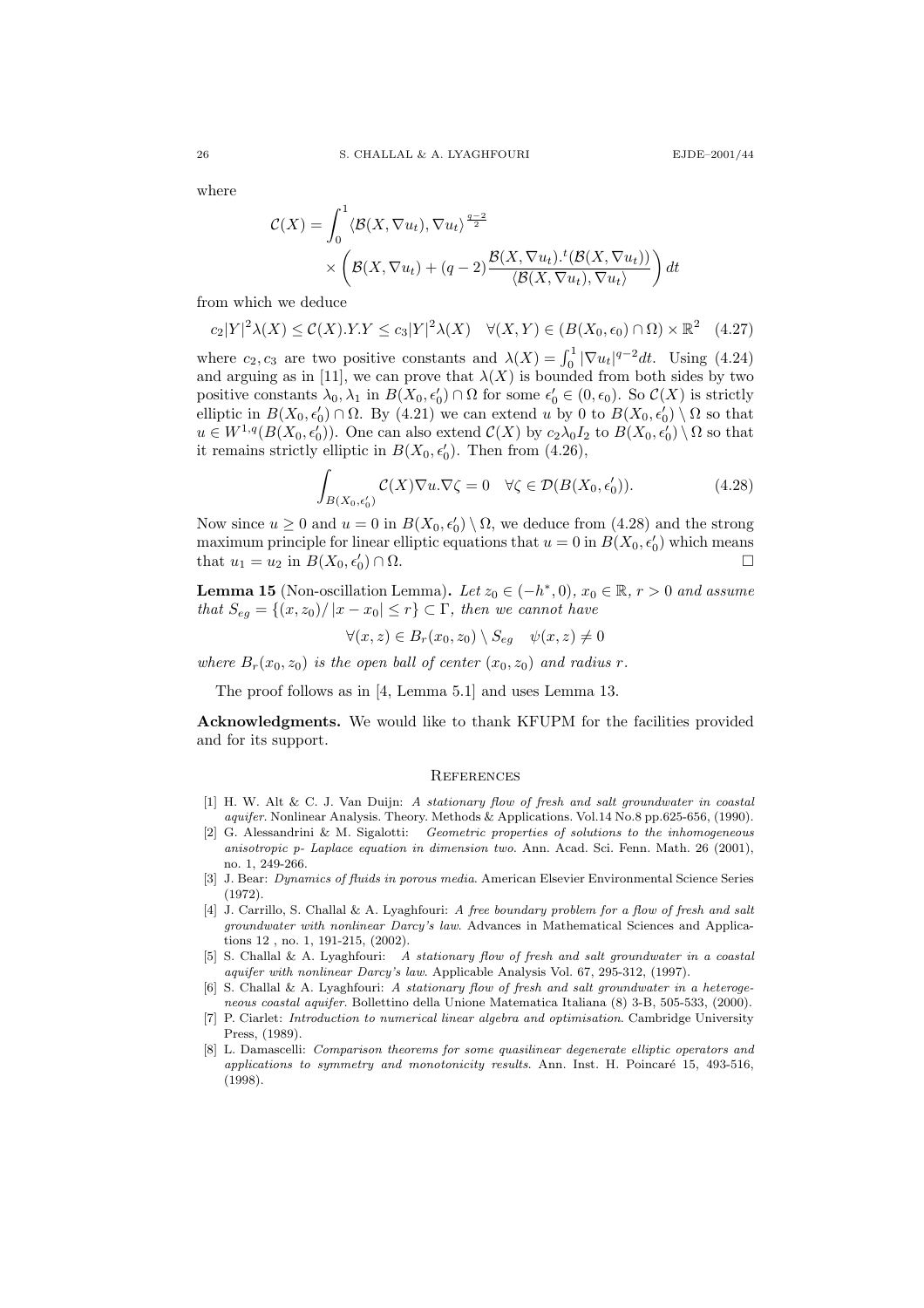where

$$\mathcal{C}(X) = \int_0^1 \langle \mathcal{B}(X, \nabla u_t), \nabla u_t \rangle^{\frac{q-2}{2}} \times \left( \mathcal{B}(X, \nabla u_t) + (q-2) \frac{\mathcal{B}(X, \nabla u_t).^t(\mathcal{B}(X, \nabla u_t))}{\langle \mathcal{B}(X, \nabla u_t), \nabla u_t \rangle} \right) dt$$

from which we deduce

$$c_2|Y|^2\lambda(X) \leq \mathcal{C}(X).Y.Y \leq c_3|Y|^2\lambda(X) \quad \forall (X,Y) \in (B(X_0, \epsilon_0) \cap \Omega) \times \mathbb{R}^2 \quad (4.27)$$

where $c_2, c_3$ are two positive constants and $\lambda(X) = \int_0^1 |\nabla u_t|^{q-2} dt$. Using (4.24) and arguing as in [11], we can prove that $\lambda(X)$ is bounded from both sides by two positive constants $\lambda_0, \lambda_1$ in $B(X_0, \epsilon_0') \cap \Omega$ for some $\epsilon_0' \in (0, \epsilon_0)$. So $\mathcal{C}(X)$ is strictly elliptic in $B(X_0, \epsilon_0') \cap \Omega$. By (4.21) we can extend $u$ by 0 to $B(X_0, \epsilon_0') \setminus \Omega$ so that $u \in W^{1,q}(B(X_0, \epsilon_0'))$. One can also extend $\mathcal{C}(X)$ by $c_2\lambda_0 I_2$ to $B(X_0, \epsilon_0') \setminus \Omega$ so that it remains strictly elliptic in $B(X_0, \epsilon_0')$. Then from (4.26),

$$\int_{B(X_0, \epsilon_0')} \mathcal{C}(X) \nabla u. \nabla \zeta = 0 \quad \forall \zeta \in \mathcal{D}(B(X_0, \epsilon_0')). \quad (4.28)$$

Now since $u \geq 0$ and $u = 0$ in $B(X_0, \epsilon_0') \setminus \Omega$, we deduce from (4.28) and the strong maximum principle for linear elliptic equations that $u = 0$ in $B(X_0, \epsilon_0')$ which means that $u_1 = u_2$ in $B(X_0, \epsilon_0') \cap \Omega$. $\square$

**Lemma 15** (Non-oscillation Lemma)**.** *Let $z_0 \in (-h^*, 0)$, $x_0 \in \mathbb{R}$, $r > 0$ and assume that $S_{eg} = \{(x, z_0)/ \, |x - x_0| \leq r\} \subset \Gamma$, then we cannot have*

$$\forall (x,z) \in B_r(x_0, z_0) \setminus S_{eg} \quad \psi(x,z) \neq 0$$

*where $B_r(x_0, z_0)$ is the open ball of center $(x_0, z_0)$ and radius $r$.*

The proof follows as in [4, Lemma 5.1] and uses Lemma 13.

**Acknowledgments.** We would like to thank KFUPM for the facilities provided and for its support.

## References

[1] H. W. Alt & C. J. Van Duijn: *A stationary flow of fresh and salt groundwater in coastal aquifer*. Nonlinear Analysis. Theory. Methods & Applications. Vol.14 No.8 pp.625-656, (1990).

[2] G. Alessandrini & M. Sigalotti: *Geometric properties of solutions to the inhomogeneous anisotropic p- Laplace equation in dimension two*. Ann. Acad. Sci. Fenn. Math. 26 (2001), no. 1, 249-266.

[3] J. Bear: *Dynamics of fluids in porous media*. American Elsevier Environmental Science Series (1972).

[4] J. Carrillo, S. Challal & A. Lyaghfouri: *A free boundary problem for a flow of fresh and salt groundwater with nonlinear Darcy's law*. Advances in Mathematical Sciences and Applications 12 , no. 1, 191-215, (2002).

[5] S. Challal & A. Lyaghfouri: *A stationary flow of fresh and salt groundwater in a coastal aquifer with nonlinear Darcy's law*. Applicable Analysis Vol. 67, 295-312, (1997).

[6] S. Challal & A. Lyaghfouri: *A stationary flow of fresh and salt groundwater in a heterogeneous coastal aquifer*. Bollettino della Unione Matematica Italiana (8) 3-B, 505-533, (2000).

[7] P. Ciarlet: *Introduction to numerical linear algebra and optimisation*. Cambridge University Press, (1989).

[8] L. Damascelli: *Comparison theorems for some quasilinear degenerate elliptic operators and applications to symmetry and monotonicity results*. Ann. Inst. H. Poincaré 15, 493-516, (1998).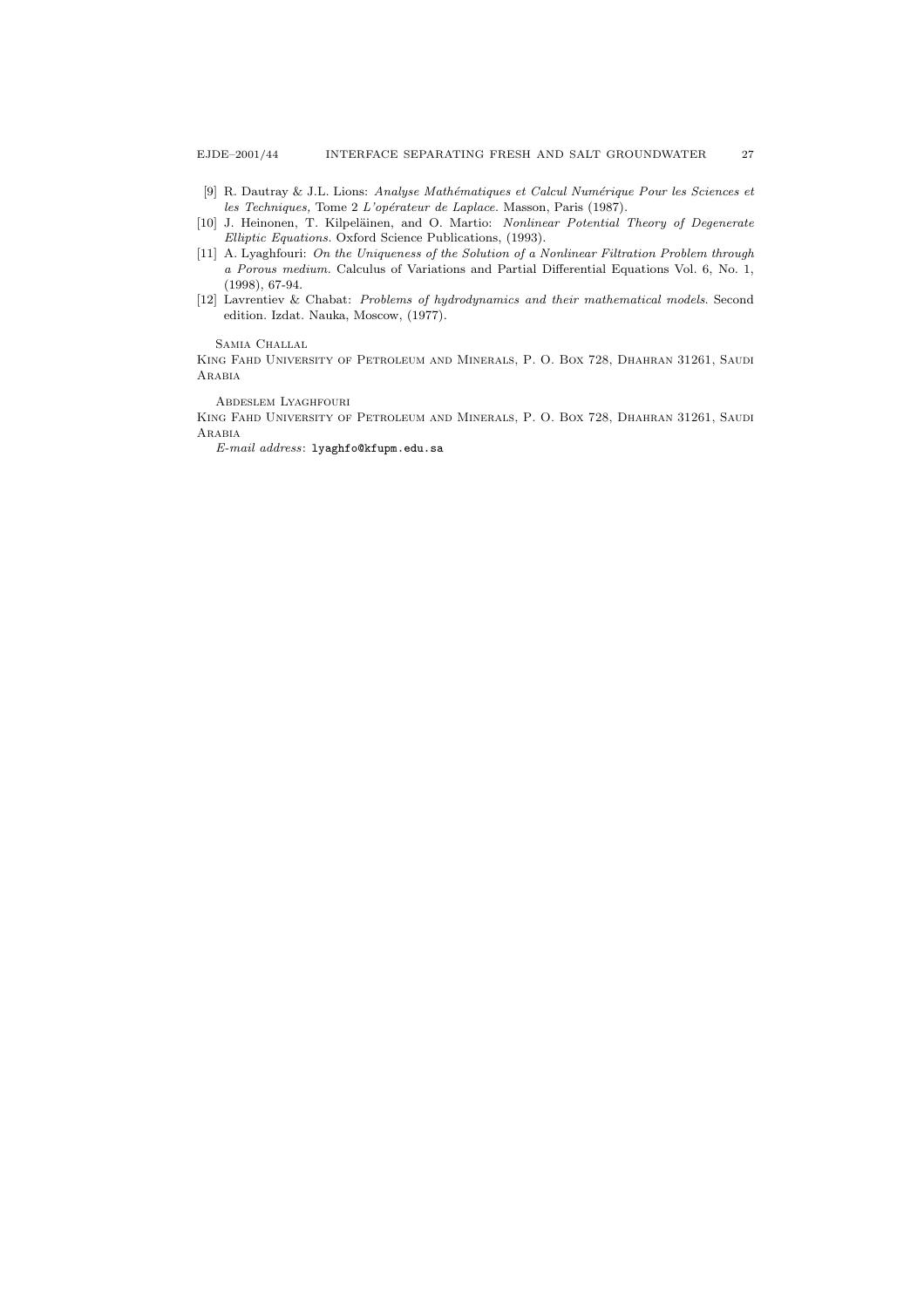[9] R. Dautray & J.L. Lions: *Analyse Mathématiques et Calcul Numérique Pour les Sciences et les Techniques,* Tome 2 *L'opérateur de Laplace.* Masson, Paris (1987).

[10] J. Heinonen, T. Kilpeläinen, and O. Martio: *Nonlinear Potential Theory of Degenerate Elliptic Equations.* Oxford Science Publications, (1993).

[11] A. Lyaghfouri: *On the Uniqueness of the Solution of a Nonlinear Filtration Problem through a Porous medium.* Calculus of Variations and Partial Differential Equations Vol. 6, No. 1, (1998), 67-94.

[12] Lavrentiev & Chabat: *Problems of hydrodynamics and their mathematical models.* Second edition. Izdat. Nauka, Moscow, (1977).

Samia Challal

King Fahd University of Petroleum and Minerals, P. O. Box 728, Dhahran 31261, Saudi Arabia

Abdeslem Lyaghfouri

King Fahd University of Petroleum and Minerals, P. O. Box 728, Dhahran 31261, Saudi Arabia

*E-mail address*: lyaghfo@kfupm.edu.sa